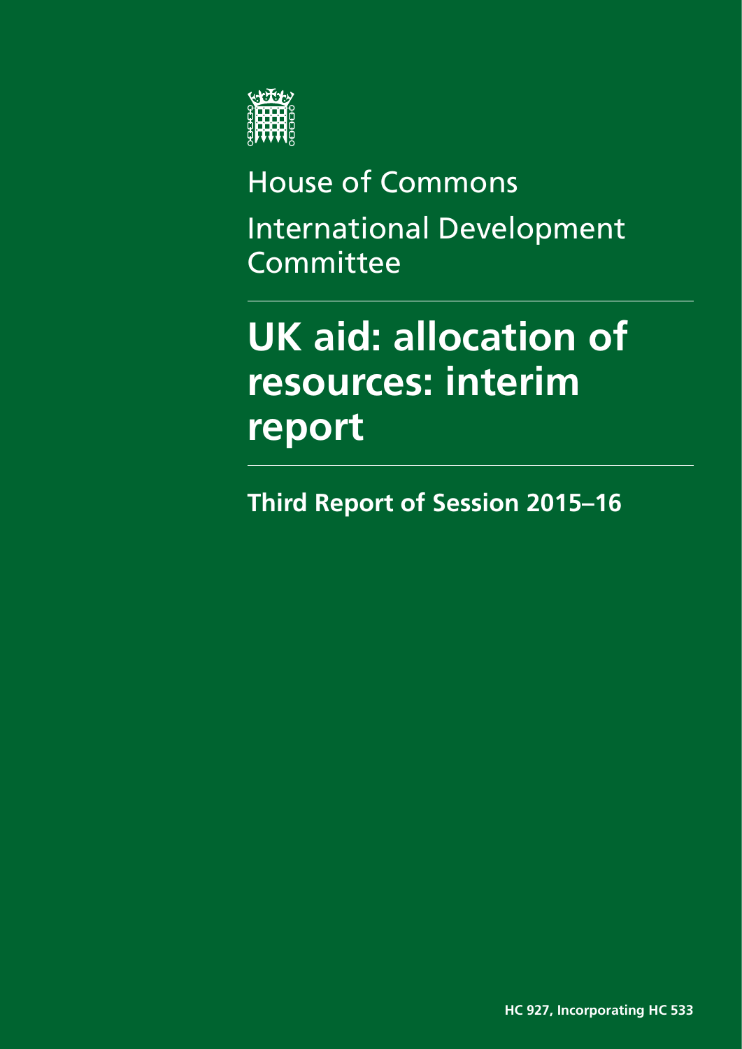House of Commons

International Development Committee

# UK aid: allocation of resources: interim report

## Third Report of Session 2015–16

**HC 927, Incorporating HC 533**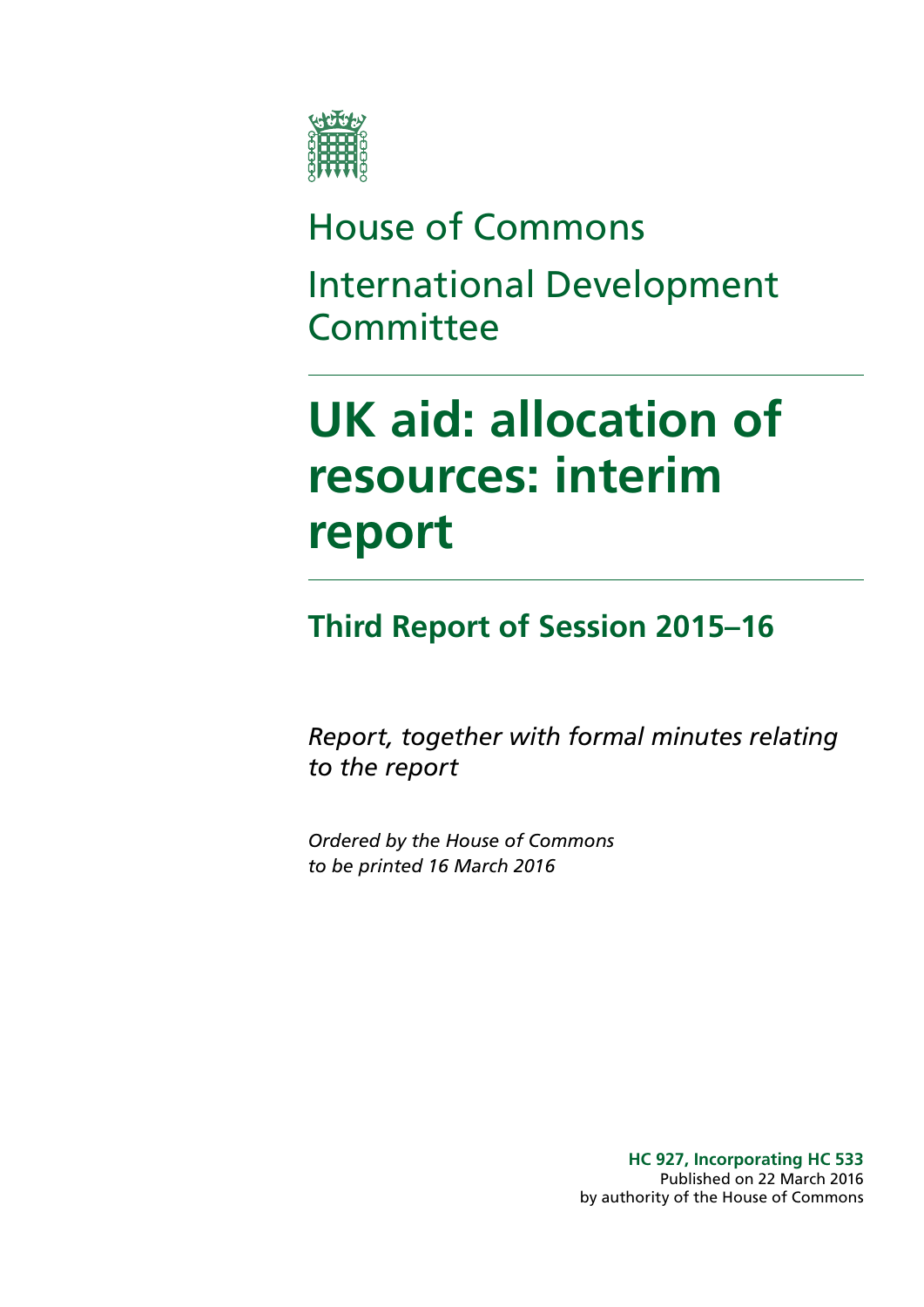# House of Commons

# International Development Committee

# UK aid: allocation of resources: interim report

## Third Report of Session 2015–16

*Report, together with formal minutes relating to the report*

*Ordered by the House of Commons to be printed 16 March 2016*

**HC 927, Incorporating HC 533**
Published on 22 March 2016
by authority of the House of Commons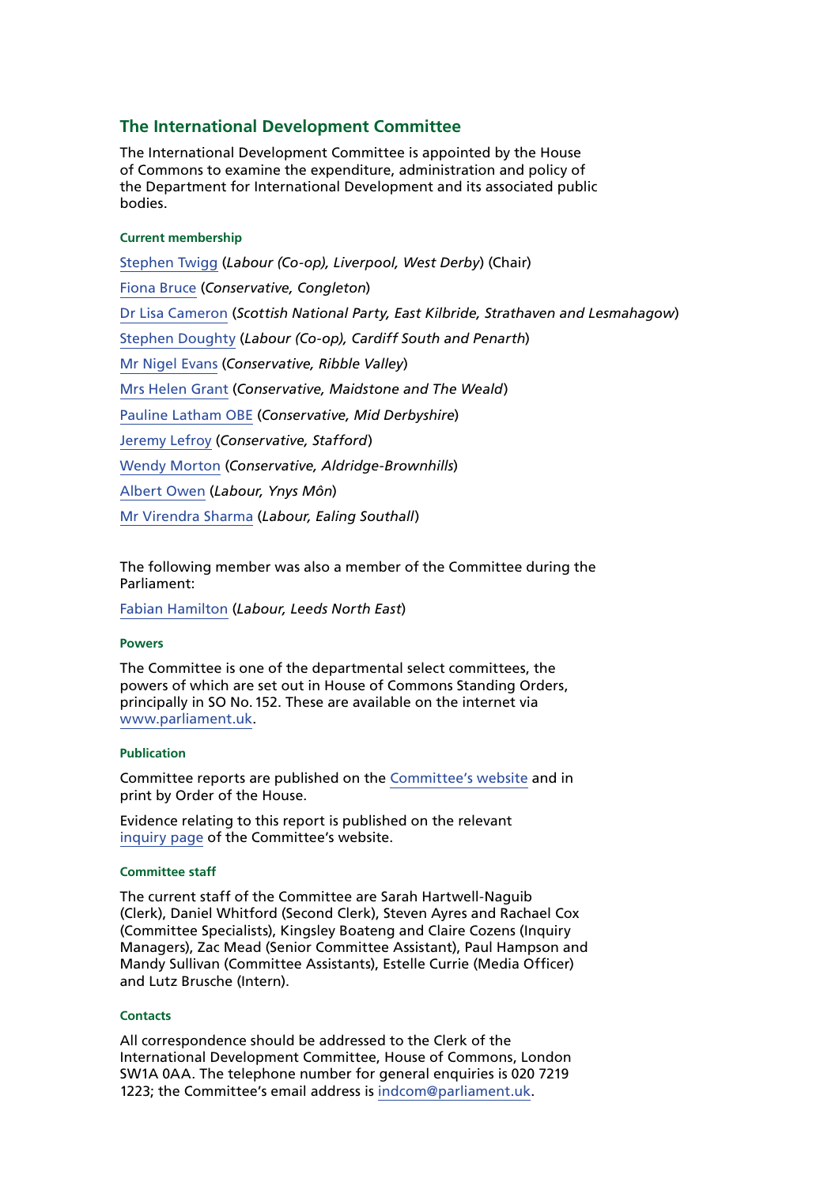## The International Development Committee

The International Development Committee is appointed by the House of Commons to examine the expenditure, administration and policy of the Department for International Development and its associated public bodies.

#### Current membership

Stephen Twigg (*Labour (Co-op), Liverpool, West Derby*) (Chair)

Fiona Bruce (*Conservative, Congleton*)

Dr Lisa Cameron (*Scottish National Party, East Kilbride, Strathaven and Lesmahagow*)

Stephen Doughty (*Labour (Co-op), Cardiff South and Penarth*)

Mr Nigel Evans (*Conservative, Ribble Valley*)

Mrs Helen Grant (*Conservative, Maidstone and The Weald*)

Pauline Latham OBE (*Conservative, Mid Derbyshire*)

Jeremy Lefroy (*Conservative, Stafford*)

Wendy Morton (*Conservative, Aldridge-Brownhills*)

Albert Owen (*Labour, Ynys Môn*)

Mr Virendra Sharma (*Labour, Ealing Southall*)

The following member was also a member of the Committee during the Parliament:

Fabian Hamilton (*Labour, Leeds North East*)

#### Powers

The Committee is one of the departmental select committees, the powers of which are set out in House of Commons Standing Orders, principally in SO No. 152. These are available on the internet via www.parliament.uk.

#### Publication

Committee reports are published on the Committee's website and in print by Order of the House.

Evidence relating to this report is published on the relevant inquiry page of the Committee's website.

#### Committee staff

The current staff of the Committee are Sarah Hartwell-Naguib (Clerk), Daniel Whitford (Second Clerk), Steven Ayres and Rachael Cox (Committee Specialists), Kingsley Boateng and Claire Cozens (Inquiry Managers), Zac Mead (Senior Committee Assistant), Paul Hampson and Mandy Sullivan (Committee Assistants), Estelle Currie (Media Officer) and Lutz Brusche (Intern).

#### Contacts

All correspondence should be addressed to the Clerk of the International Development Committee, House of Commons, London SW1A 0AA. The telephone number for general enquiries is 020 7219 1223; the Committee's email address is indcom@parliament.uk.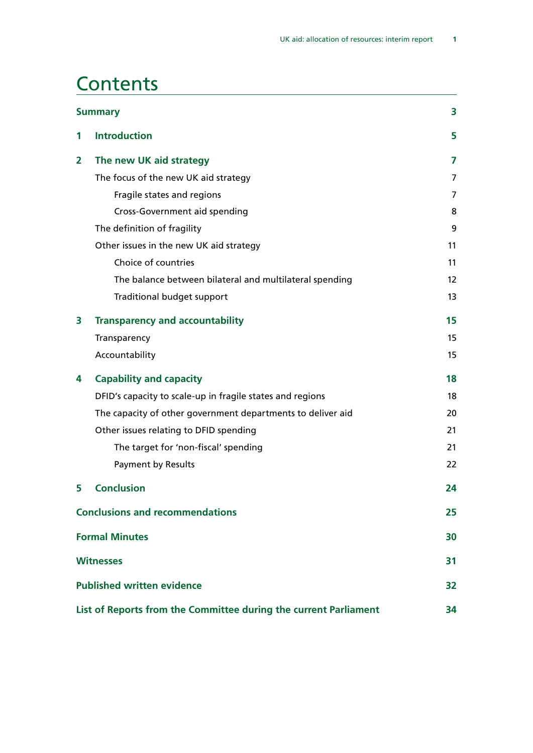# Contents

| | | |
|---|---|---|
| **Summary** | | **3** |
| **1** | **Introduction** | **5** |
| **2** | **The new UK aid strategy** | **7** |
| | The focus of the new UK aid strategy | 7 |
| | Fragile states and regions | 7 |
| | Cross-Government aid spending | 8 |
| | The definition of fragility | 9 |
| | Other issues in the new UK aid strategy | 11 |
| | Choice of countries | 11 |
| | The balance between bilateral and multilateral spending | 12 |
| | Traditional budget support | 13 |
| **3** | **Transparency and accountability** | **15** |
| | Transparency | 15 |
| | Accountability | 15 |
| **4** | **Capability and capacity** | **18** |
| | DFID's capacity to scale-up in fragile states and regions | 18 |
| | The capacity of other government departments to deliver aid | 20 |
| | Other issues relating to DFID spending | 21 |
| | The target for 'non-fiscal' spending | 21 |
| | Payment by Results | 22 |
| **5** | **Conclusion** | **24** |
| **Conclusions and recommendations** | | **25** |
| **Formal Minutes** | | **30** |
| **Witnesses** | | **31** |
| **Published written evidence** | | **32** |
| **List of Reports from the Committee during the current Parliament** | | **34** |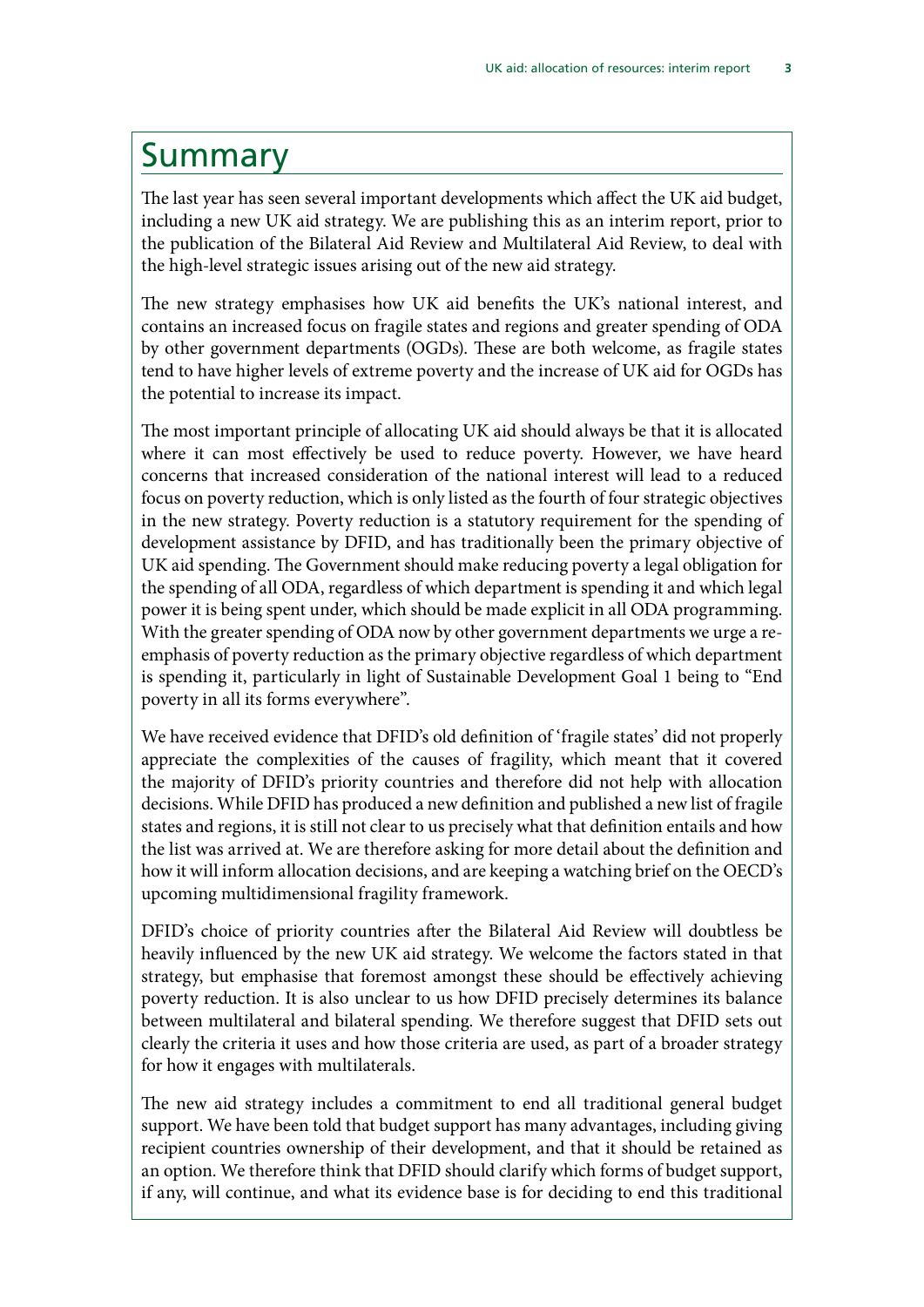# Summary

The last year has seen several important developments which affect the UK aid budget, including a new UK aid strategy. We are publishing this as an interim report, prior to the publication of the Bilateral Aid Review and Multilateral Aid Review, to deal with the high-level strategic issues arising out of the new aid strategy.

The new strategy emphasises how UK aid benefits the UK's national interest, and contains an increased focus on fragile states and regions and greater spending of ODA by other government departments (OGDs). These are both welcome, as fragile states tend to have higher levels of extreme poverty and the increase of UK aid for OGDs has the potential to increase its impact.

The most important principle of allocating UK aid should always be that it is allocated where it can most effectively be used to reduce poverty. However, we have heard concerns that increased consideration of the national interest will lead to a reduced focus on poverty reduction, which is only listed as the fourth of four strategic objectives in the new strategy. Poverty reduction is a statutory requirement for the spending of development assistance by DFID, and has traditionally been the primary objective of UK aid spending. The Government should make reducing poverty a legal obligation for the spending of all ODA, regardless of which department is spending it and which legal power it is being spent under, which should be made explicit in all ODA programming. With the greater spending of ODA now by other government departments we urge a re-emphasis of poverty reduction as the primary objective regardless of which department is spending it, particularly in light of Sustainable Development Goal 1 being to "End poverty in all its forms everywhere".

We have received evidence that DFID's old definition of 'fragile states' did not properly appreciate the complexities of the causes of fragility, which meant that it covered the majority of DFID's priority countries and therefore did not help with allocation decisions. While DFID has produced a new definition and published a new list of fragile states and regions, it is still not clear to us precisely what that definition entails and how the list was arrived at. We are therefore asking for more detail about the definition and how it will inform allocation decisions, and are keeping a watching brief on the OECD's upcoming multidimensional fragility framework.

DFID's choice of priority countries after the Bilateral Aid Review will doubtless be heavily influenced by the new UK aid strategy. We welcome the factors stated in that strategy, but emphasise that foremost amongst these should be effectively achieving poverty reduction. It is also unclear to us how DFID precisely determines its balance between multilateral and bilateral spending. We therefore suggest that DFID sets out clearly the criteria it uses and how those criteria are used, as part of a broader strategy for how it engages with multilaterals.

The new aid strategy includes a commitment to end all traditional general budget support. We have been told that budget support has many advantages, including giving recipient countries ownership of their development, and that it should be retained as an option. We therefore think that DFID should clarify which forms of budget support, if any, will continue, and what its evidence base is for deciding to end this traditional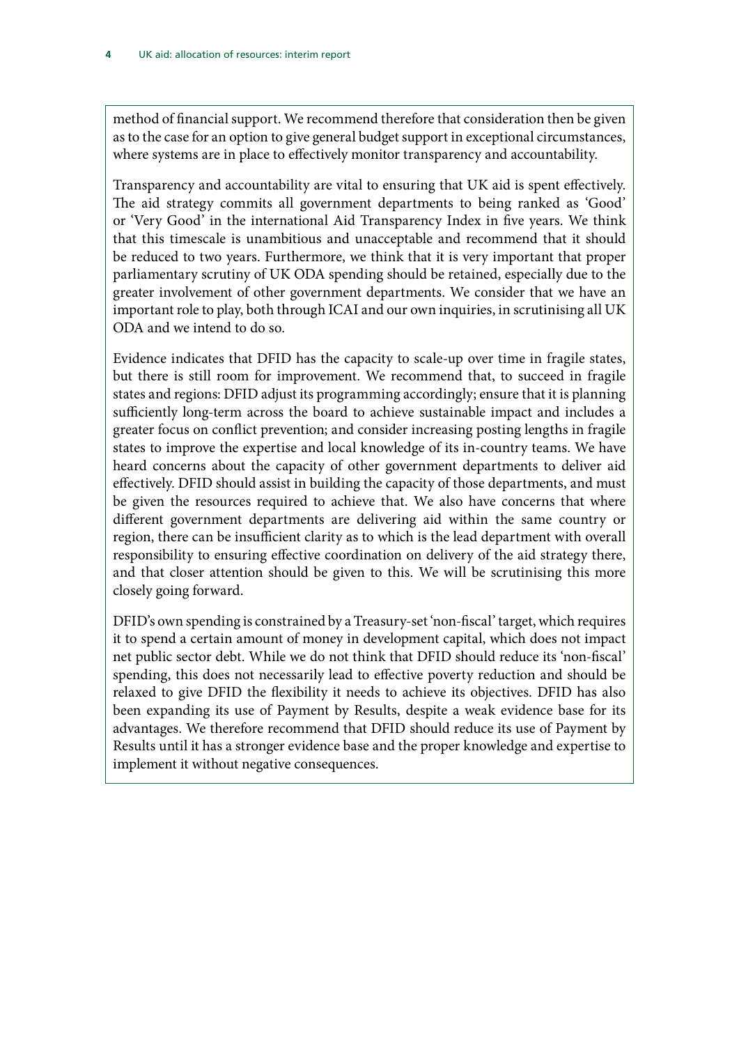method of financial support. We recommend therefore that consideration then be given as to the case for an option to give general budget support in exceptional circumstances, where systems are in place to effectively monitor transparency and accountability.

Transparency and accountability are vital to ensuring that UK aid is spent effectively. The aid strategy commits all government departments to being ranked as 'Good' or 'Very Good' in the international Aid Transparency Index in five years. We think that this timescale is unambitious and unacceptable and recommend that it should be reduced to two years. Furthermore, we think that it is very important that proper parliamentary scrutiny of UK ODA spending should be retained, especially due to the greater involvement of other government departments. We consider that we have an important role to play, both through ICAI and our own inquiries, in scrutinising all UK ODA and we intend to do so.

Evidence indicates that DFID has the capacity to scale-up over time in fragile states, but there is still room for improvement. We recommend that, to succeed in fragile states and regions: DFID adjust its programming accordingly; ensure that it is planning sufficiently long-term across the board to achieve sustainable impact and includes a greater focus on conflict prevention; and consider increasing posting lengths in fragile states to improve the expertise and local knowledge of its in-country teams. We have heard concerns about the capacity of other government departments to deliver aid effectively. DFID should assist in building the capacity of those departments, and must be given the resources required to achieve that. We also have concerns that where different government departments are delivering aid within the same country or region, there can be insufficient clarity as to which is the lead department with overall responsibility to ensuring effective coordination on delivery of the aid strategy there, and that closer attention should be given to this. We will be scrutinising this more closely going forward.

DFID's own spending is constrained by a Treasury-set 'non-fiscal' target, which requires it to spend a certain amount of money in development capital, which does not impact net public sector debt. While we do not think that DFID should reduce its 'non-fiscal' spending, this does not necessarily lead to effective poverty reduction and should be relaxed to give DFID the flexibility it needs to achieve its objectives. DFID has also been expanding its use of Payment by Results, despite a weak evidence base for its advantages. We therefore recommend that DFID should reduce its use of Payment by Results until it has a stronger evidence base and the proper knowledge and expertise to implement it without negative consequences.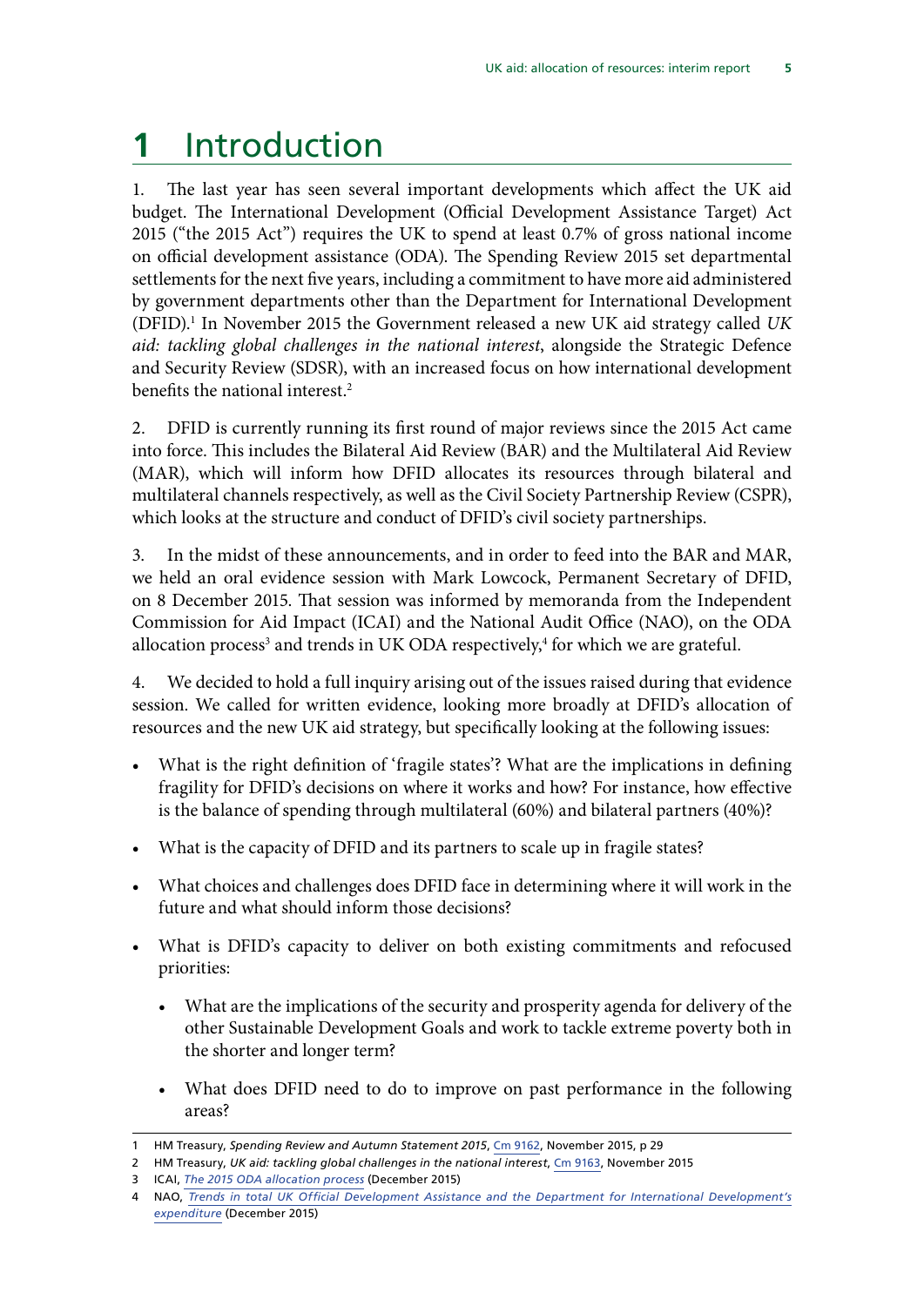# 1 Introduction

1. The last year has seen several important developments which affect the UK aid budget. The International Development (Official Development Assistance Target) Act 2015 ("the 2015 Act") requires the UK to spend at least 0.7% of gross national income on official development assistance (ODA). The Spending Review 2015 set departmental settlements for the next five years, including a commitment to have more aid administered by government departments other than the Department for International Development (DFID).[1] In November 2015 the Government released a new UK aid strategy called *UK aid: tackling global challenges in the national interest*, alongside the Strategic Defence and Security Review (SDSR), with an increased focus on how international development benefits the national interest.[2]

2. DFID is currently running its first round of major reviews since the 2015 Act came into force. This includes the Bilateral Aid Review (BAR) and the Multilateral Aid Review (MAR), which will inform how DFID allocates its resources through bilateral and multilateral channels respectively, as well as the Civil Society Partnership Review (CSPR), which looks at the structure and conduct of DFID's civil society partnerships.

3. In the midst of these announcements, and in order to feed into the BAR and MAR, we held an oral evidence session with Mark Lowcock, Permanent Secretary of DFID, on 8 December 2015. That session was informed by memoranda from the Independent Commission for Aid Impact (ICAI) and the National Audit Office (NAO), on the ODA allocation process[3] and trends in UK ODA respectively,[4] for which we are grateful.

4. We decided to hold a full inquiry arising out of the issues raised during that evidence session. We called for written evidence, looking more broadly at DFID's allocation of resources and the new UK aid strategy, but specifically looking at the following issues:

- What is the right definition of 'fragile states'? What are the implications in defining fragility for DFID's decisions on where it works and how? For instance, how effective is the balance of spending through multilateral (60%) and bilateral partners (40%)?
- What is the capacity of DFID and its partners to scale up in fragile states?
- What choices and challenges does DFID face in determining where it will work in the future and what should inform those decisions?
- What is DFID's capacity to deliver on both existing commitments and refocused priorities:
  - What are the implications of the security and prosperity agenda for delivery of the other Sustainable Development Goals and work to tackle extreme poverty both in the shorter and longer term?
  - What does DFID need to do to improve on past performance in the following areas?

---

1 HM Treasury, *Spending Review and Autumn Statement 2015*, Cm 9162, November 2015, p 29

2 HM Treasury, *UK aid: tackling global challenges in the national interest*, Cm 9163, November 2015

3 ICAI, *The 2015 ODA allocation process* (December 2015)

4 NAO, *Trends in total UK Official Development Assistance and the Department for International Development's expenditure* (December 2015)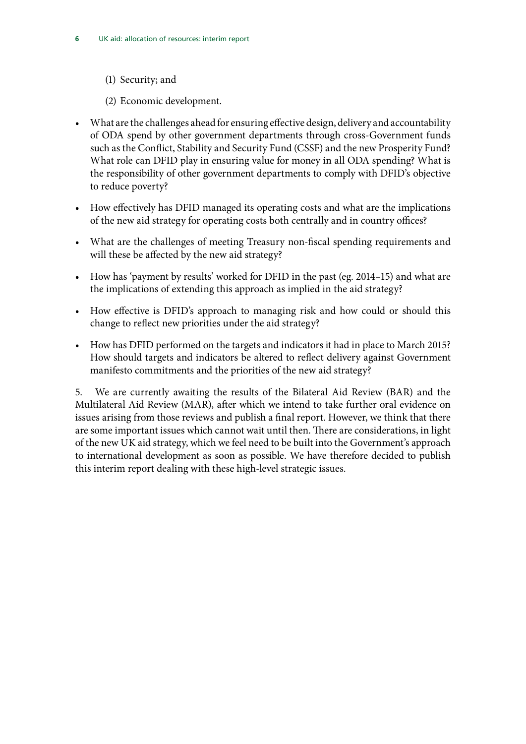(1) Security; and

(2) Economic development.

- What are the challenges ahead for ensuring effective design, delivery and accountability of ODA spend by other government departments through cross-Government funds such as the Conflict, Stability and Security Fund (CSSF) and the new Prosperity Fund? What role can DFID play in ensuring value for money in all ODA spending? What is the responsibility of other government departments to comply with DFID's objective to reduce poverty?
- How effectively has DFID managed its operating costs and what are the implications of the new aid strategy for operating costs both centrally and in country offices?
- What are the challenges of meeting Treasury non-fiscal spending requirements and will these be affected by the new aid strategy?
- How has 'payment by results' worked for DFID in the past (eg. 2014–15) and what are the implications of extending this approach as implied in the aid strategy?
- How effective is DFID's approach to managing risk and how could or should this change to reflect new priorities under the aid strategy?
- How has DFID performed on the targets and indicators it had in place to March 2015? How should targets and indicators be altered to reflect delivery against Government manifesto commitments and the priorities of the new aid strategy?

5. We are currently awaiting the results of the Bilateral Aid Review (BAR) and the Multilateral Aid Review (MAR), after which we intend to take further oral evidence on issues arising from those reviews and publish a final report. However, we think that there are some important issues which cannot wait until then. There are considerations, in light of the new UK aid strategy, which we feel need to be built into the Government's approach to international development as soon as possible. We have therefore decided to publish this interim report dealing with these high-level strategic issues.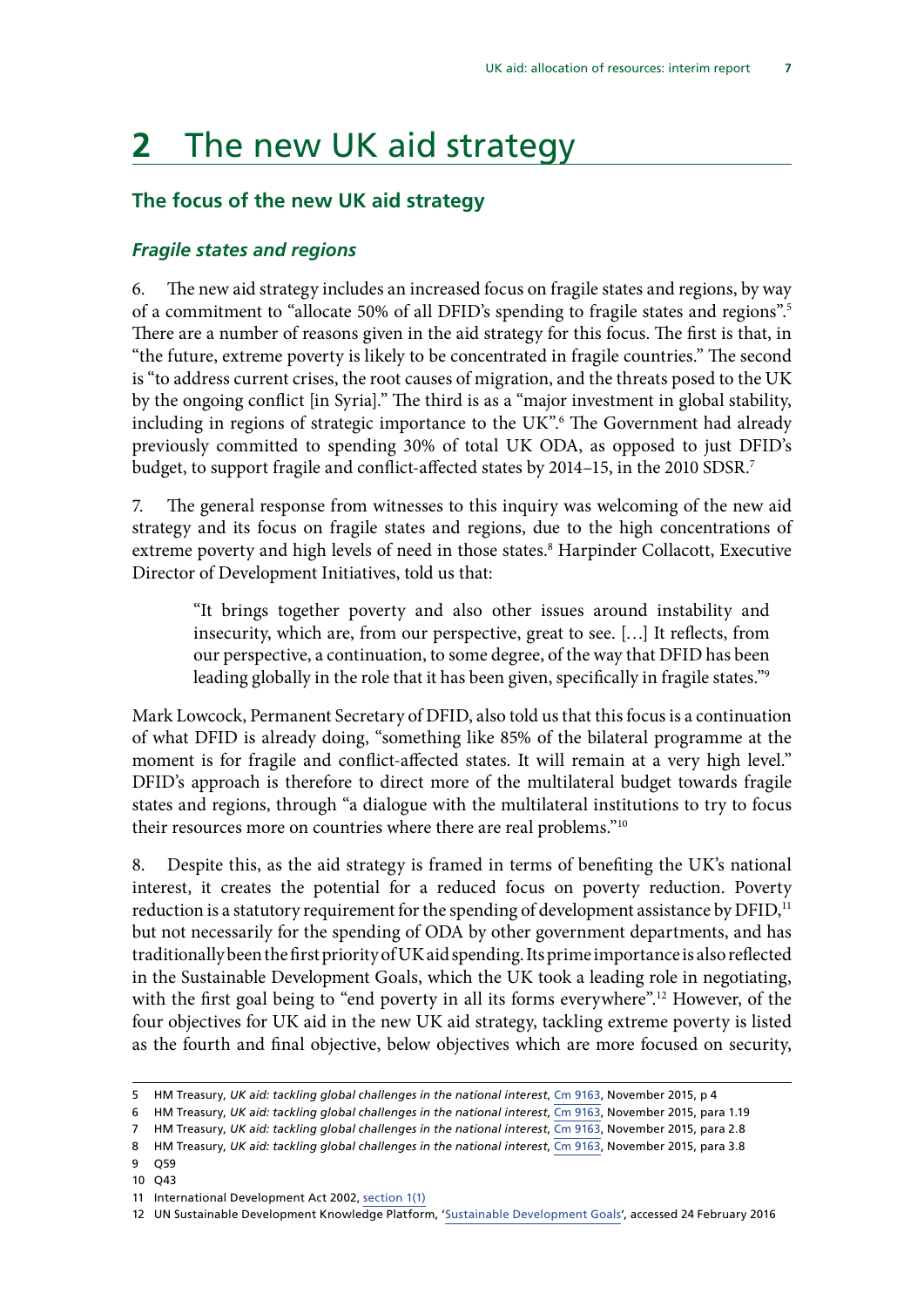# 2 The new UK aid strategy

## The focus of the new UK aid strategy

### *Fragile states and regions*

6. The new aid strategy includes an increased focus on fragile states and regions, by way of a commitment to "allocate 50% of all DFID's spending to fragile states and regions".[5] There are a number of reasons given in the aid strategy for this focus. The first is that, in "the future, extreme poverty is likely to be concentrated in fragile countries." The second is "to address current crises, the root causes of migration, and the threats posed to the UK by the ongoing conflict [in Syria]." The third is as a "major investment in global stability, including in regions of strategic importance to the UK".[6] The Government had already previously committed to spending 30% of total UK ODA, as opposed to just DFID's budget, to support fragile and conflict-affected states by 2014–15, in the 2010 SDSR.[7]

7. The general response from witnesses to this inquiry was welcoming of the new aid strategy and its focus on fragile states and regions, due to the high concentrations of extreme poverty and high levels of need in those states.[8] Harpinder Collacott, Executive Director of Development Initiatives, told us that:

> "It brings together poverty and also other issues around instability and insecurity, which are, from our perspective, great to see. […] It reflects, from our perspective, a continuation, to some degree, of the way that DFID has been leading globally in the role that it has been given, specifically in fragile states."[9]

Mark Lowcock, Permanent Secretary of DFID, also told us that this focus is a continuation of what DFID is already doing, "something like 85% of the bilateral programme at the moment is for fragile and conflict-affected states. It will remain at a very high level." DFID's approach is therefore to direct more of the multilateral budget towards fragile states and regions, through "a dialogue with the multilateral institutions to try to focus their resources more on countries where there are real problems."[10]

8. Despite this, as the aid strategy is framed in terms of benefiting the UK's national interest, it creates the potential for a reduced focus on poverty reduction. Poverty reduction is a statutory requirement for the spending of development assistance by DFID,[11] but not necessarily for the spending of ODA by other government departments, and has traditionally been the first priority of UK aid spending. Its prime importance is also reflected in the Sustainable Development Goals, which the UK took a leading role in negotiating, with the first goal being to "end poverty in all its forms everywhere".[12] However, of the four objectives for UK aid in the new UK aid strategy, tackling extreme poverty is listed as the fourth and final objective, below objectives which are more focused on security,

---

5 HM Treasury, *UK aid: tackling global challenges in the national interest*, Cm 9163, November 2015, p 4

6 HM Treasury, *UK aid: tackling global challenges in the national interest*, Cm 9163, November 2015, para 1.19

7 HM Treasury, *UK aid: tackling global challenges in the national interest*, Cm 9163, November 2015, para 2.8

8 HM Treasury, *UK aid: tackling global challenges in the national interest*, Cm 9163, November 2015, para 3.8

9 Q59

10 Q43

11 International Development Act 2002, section 1(1)

12 UN Sustainable Development Knowledge Platform, 'Sustainable Development Goals', accessed 24 February 2016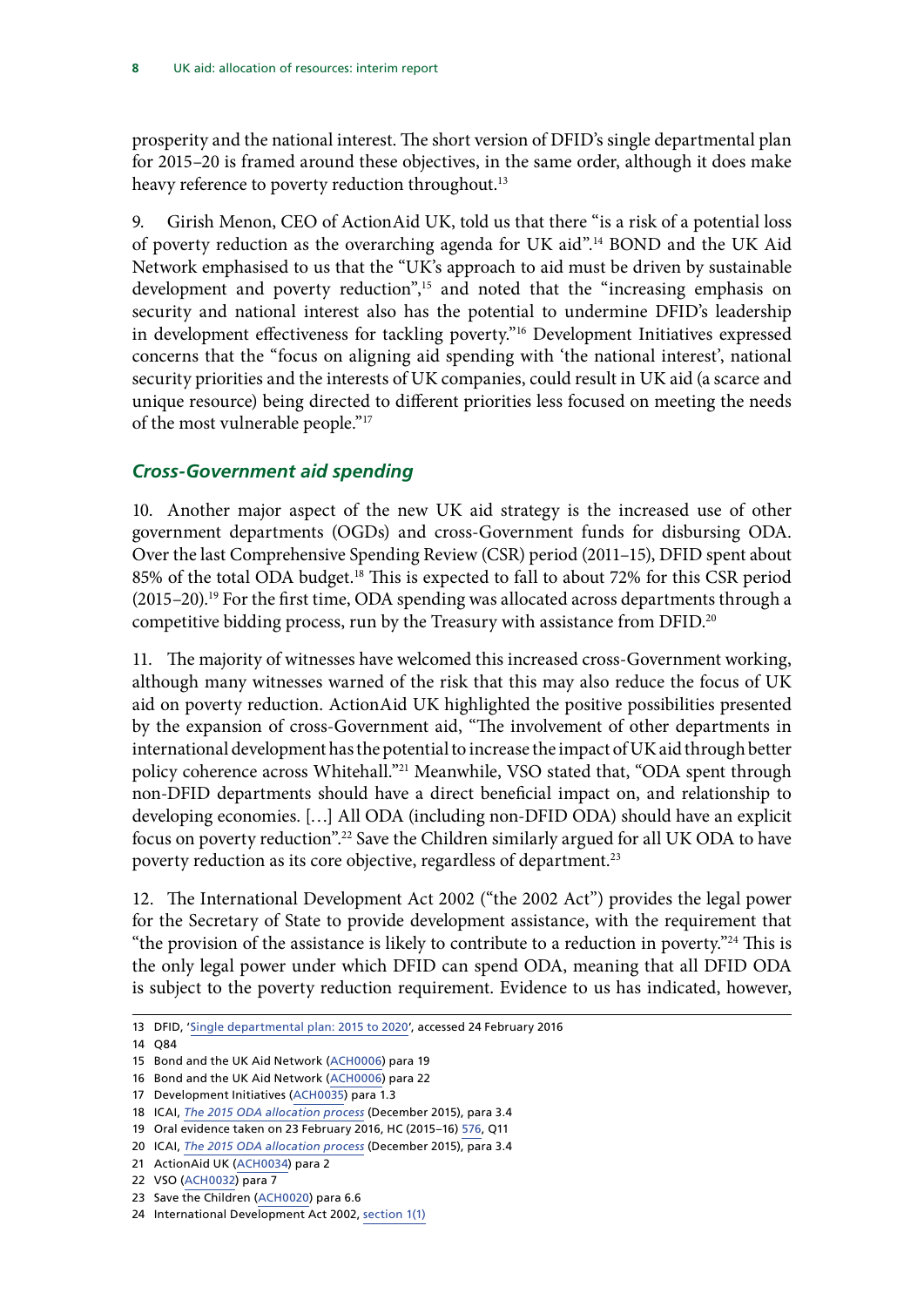prosperity and the national interest. The short version of DFID's single departmental plan for 2015–20 is framed around these objectives, in the same order, although it does make heavy reference to poverty reduction throughout.[13]

9. Girish Menon, CEO of ActionAid UK, told us that there "is a risk of a potential loss of poverty reduction as the overarching agenda for UK aid".[14] BOND and the UK Aid Network emphasised to us that the "UK's approach to aid must be driven by sustainable development and poverty reduction",[15] and noted that the "increasing emphasis on security and national interest also has the potential to undermine DFID's leadership in development effectiveness for tackling poverty."[16] Development Initiatives expressed concerns that the "focus on aligning aid spending with 'the national interest', national security priorities and the interests of UK companies, could result in UK aid (a scarce and unique resource) being directed to different priorities less focused on meeting the needs of the most vulnerable people."[17]

### *Cross-Government aid spending*

10. Another major aspect of the new UK aid strategy is the increased use of other government departments (OGDs) and cross-Government funds for disbursing ODA. Over the last Comprehensive Spending Review (CSR) period (2011–15), DFID spent about 85% of the total ODA budget.[18] This is expected to fall to about 72% for this CSR period (2015–20).[19] For the first time, ODA spending was allocated across departments through a competitive bidding process, run by the Treasury with assistance from DFID.[20]

11. The majority of witnesses have welcomed this increased cross-Government working, although many witnesses warned of the risk that this may also reduce the focus of UK aid on poverty reduction. ActionAid UK highlighted the positive possibilities presented by the expansion of cross-Government aid, "The involvement of other departments in international development has the potential to increase the impact of UK aid through better policy coherence across Whitehall."[21] Meanwhile, VSO stated that, "ODA spent through non-DFID departments should have a direct beneficial impact on, and relationship to developing economies. […] All ODA (including non-DFID ODA) should have an explicit focus on poverty reduction".[22] Save the Children similarly argued for all UK ODA to have poverty reduction as its core objective, regardless of department.[23]

12. The International Development Act 2002 ("the 2002 Act") provides the legal power for the Secretary of State to provide development assistance, with the requirement that "the provision of the assistance is likely to contribute to a reduction in poverty."[24] This is the only legal power under which DFID can spend ODA, meaning that all DFID ODA is subject to the poverty reduction requirement. Evidence to us has indicated, however,

---

13 DFID, 'Single departmental plan: 2015 to 2020', accessed 24 February 2016
14 Q84
15 Bond and the UK Aid Network (ACH0006) para 19
16 Bond and the UK Aid Network (ACH0006) para 22
17 Development Initiatives (ACH0035) para 1.3
18 ICAI, *The 2015 ODA allocation process* (December 2015), para 3.4
19 Oral evidence taken on 23 February 2016, HC (2015–16) 576, Q11
20 ICAI, *The 2015 ODA allocation process* (December 2015), para 3.4
21 ActionAid UK (ACH0034) para 2
22 VSO (ACH0032) para 7
23 Save the Children (ACH0020) para 6.6
24 International Development Act 2002, section 1(1)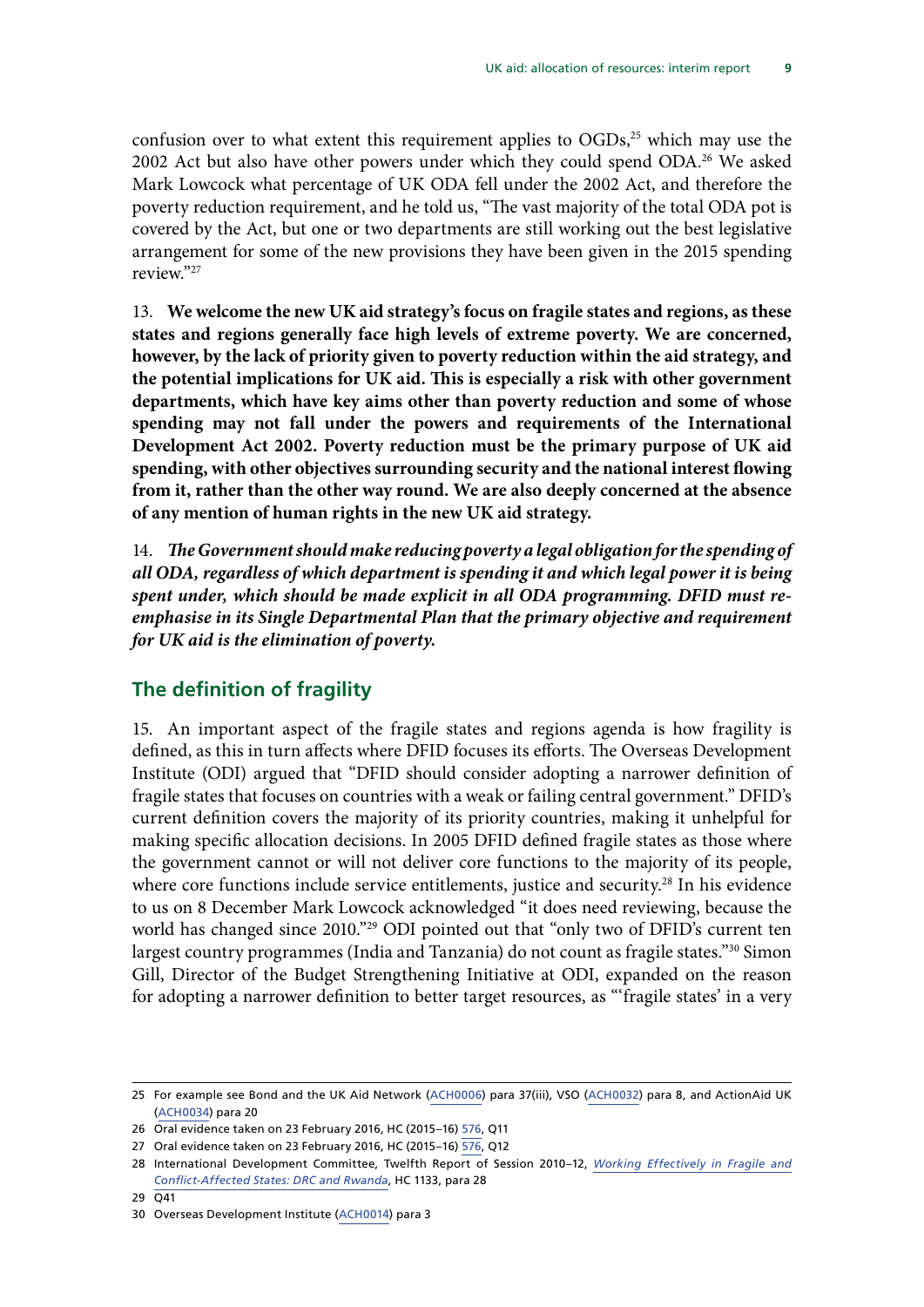confusion over to what extent this requirement applies to OGDs,[25] which may use the 2002 Act but also have other powers under which they could spend ODA.[26] We asked Mark Lowcock what percentage of UK ODA fell under the 2002 Act, and therefore the poverty reduction requirement, and he told us, "The vast majority of the total ODA pot is covered by the Act, but one or two departments are still working out the best legislative arrangement for some of the new provisions they have been given in the 2015 spending review."[27]

13. **We welcome the new UK aid strategy's focus on fragile states and regions, as these states and regions generally face high levels of extreme poverty. We are concerned, however, by the lack of priority given to poverty reduction within the aid strategy, and the potential implications for UK aid. This is especially a risk with other government departments, which have key aims other than poverty reduction and some of whose spending may not fall under the powers and requirements of the International Development Act 2002. Poverty reduction must be the primary purpose of UK aid spending, with other objectives surrounding security and the national interest flowing from it, rather than the other way round. We are also deeply concerned at the absence of any mention of human rights in the new UK aid strategy.**

14. ***The Government should make reducing poverty a legal obligation for the spending of all ODA, regardless of which department is spending it and which legal power it is being spent under, which should be made explicit in all ODA programming. DFID must re-emphasise in its Single Departmental Plan that the primary objective and requirement for UK aid is the elimination of poverty.***

## The definition of fragility

15. An important aspect of the fragile states and regions agenda is how fragility is defined, as this in turn affects where DFID focuses its efforts. The Overseas Development Institute (ODI) argued that "DFID should consider adopting a narrower definition of fragile states that focuses on countries with a weak or failing central government." DFID's current definition covers the majority of its priority countries, making it unhelpful for making specific allocation decisions. In 2005 DFID defined fragile states as those where the government cannot or will not deliver core functions to the majority of its people, where core functions include service entitlements, justice and security.[28] In his evidence to us on 8 December Mark Lowcock acknowledged "it does need reviewing, because the world has changed since 2010."[29] ODI pointed out that "only two of DFID's current ten largest country programmes (India and Tanzania) do not count as fragile states."[30] Simon Gill, Director of the Budget Strengthening Initiative at ODI, expanded on the reason for adopting a narrower definition to better target resources, as "'fragile states' in a very

---

25 For example see Bond and the UK Aid Network (ACH0006) para 37(iii), VSO (ACH0032) para 8, and ActionAid UK (ACH0034) para 20

26 Oral evidence taken on 23 February 2016, HC (2015–16) 576, Q11

27 Oral evidence taken on 23 February 2016, HC (2015–16) 576, Q12

28 International Development Committee, Twelfth Report of Session 2010–12, *Working Effectively in Fragile and Conflict-Affected States: DRC and Rwanda*, HC 1133, para 28

29 Q41

30 Overseas Development Institute (ACH0014) para 3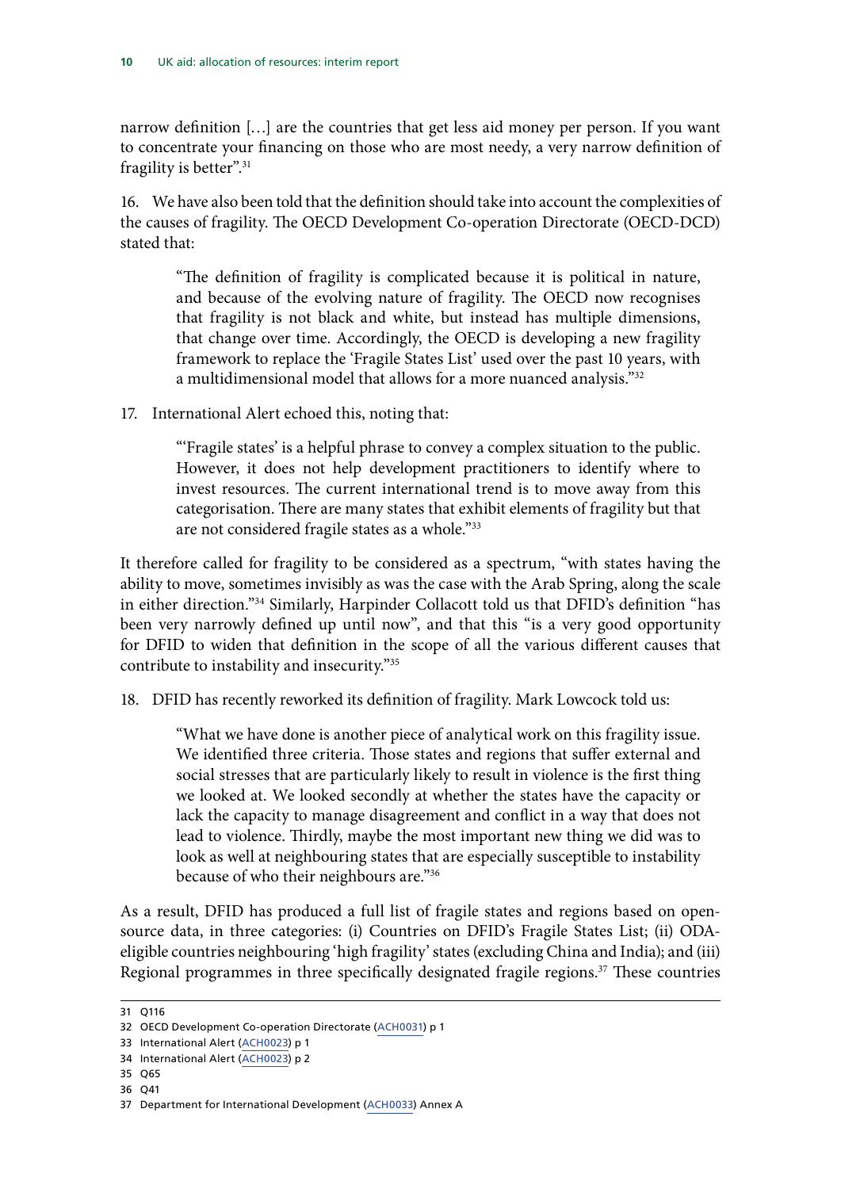narrow definition […] are the countries that get less aid money per person. If you want to concentrate your financing on those who are most needy, a very narrow definition of fragility is better".[31]

16. We have also been told that the definition should take into account the complexities of the causes of fragility. The OECD Development Co-operation Directorate (OECD-DCD) stated that:

> "The definition of fragility is complicated because it is political in nature, and because of the evolving nature of fragility. The OECD now recognises that fragility is not black and white, but instead has multiple dimensions, that change over time. Accordingly, the OECD is developing a new fragility framework to replace the 'Fragile States List' used over the past 10 years, with a multidimensional model that allows for a more nuanced analysis."[32]

17. International Alert echoed this, noting that:

> "'Fragile states' is a helpful phrase to convey a complex situation to the public. However, it does not help development practitioners to identify where to invest resources. The current international trend is to move away from this categorisation. There are many states that exhibit elements of fragility but that are not considered fragile states as a whole."[33]

It therefore called for fragility to be considered as a spectrum, "with states having the ability to move, sometimes invisibly as was the case with the Arab Spring, along the scale in either direction."[34] Similarly, Harpinder Collacott told us that DFID's definition "has been very narrowly defined up until now", and that this "is a very good opportunity for DFID to widen that definition in the scope of all the various different causes that contribute to instability and insecurity."[35]

18. DFID has recently reworked its definition of fragility. Mark Lowcock told us:

> "What we have done is another piece of analytical work on this fragility issue. We identified three criteria. Those states and regions that suffer external and social stresses that are particularly likely to result in violence is the first thing we looked at. We looked secondly at whether the states have the capacity or lack the capacity to manage disagreement and conflict in a way that does not lead to violence. Thirdly, maybe the most important new thing we did was to look as well at neighbouring states that are especially susceptible to instability because of who their neighbours are."[36]

As a result, DFID has produced a full list of fragile states and regions based on open-source data, in three categories: (i) Countries on DFID's Fragile States List; (ii) ODA-eligible countries neighbouring 'high fragility' states (excluding China and India); and (iii) Regional programmes in three specifically designated fragile regions.[37] These countries

31 Q116

32 OECD Development Co-operation Directorate (ACH0031) p 1

33 International Alert (ACH0023) p 1

34 International Alert (ACH0023) p 2

35 Q65

36 Q41

37 Department for International Development (ACH0033) Annex A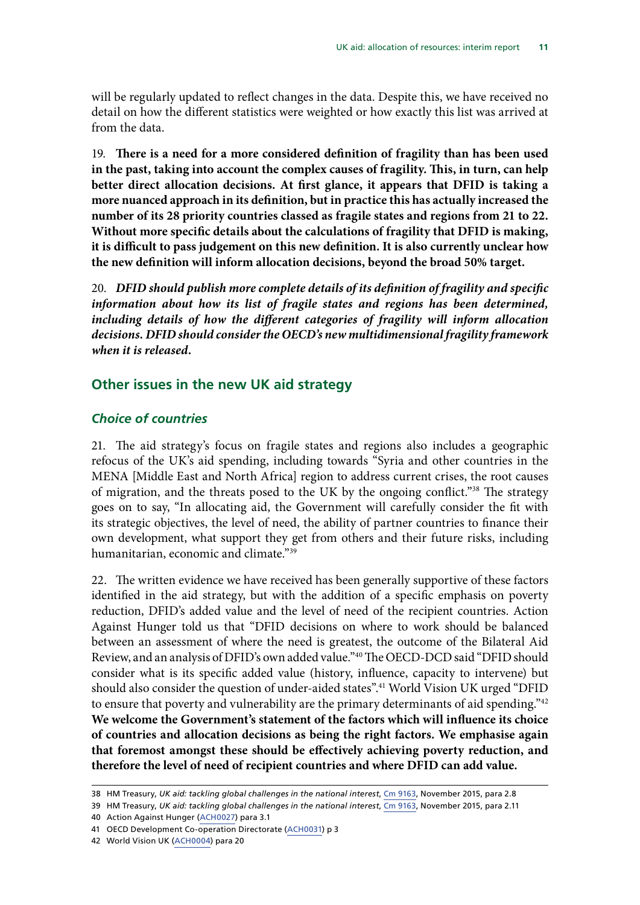will be regularly updated to reflect changes in the data. Despite this, we have received no detail on how the different statistics were weighted or how exactly this list was arrived at from the data.

19. **There is a need for a more considered definition of fragility than has been used in the past, taking into account the complex causes of fragility. This, in turn, can help better direct allocation decisions. At first glance, it appears that DFID is taking a more nuanced approach in its definition, but in practice this has actually increased the number of its 28 priority countries classed as fragile states and regions from 21 to 22. Without more specific details about the calculations of fragility that DFID is making, it is difficult to pass judgement on this new definition. It is also currently unclear how the new definition will inform allocation decisions, beyond the broad 50% target.**

20. ***DFID should publish more complete details of its definition of fragility and specific information about how its list of fragile states and regions has been determined, including details of how the different categories of fragility will inform allocation decisions. DFID should consider the OECD's new multidimensional fragility framework when it is released.***

## Other issues in the new UK aid strategy

### *Choice of countries*

21. The aid strategy's focus on fragile states and regions also includes a geographic refocus of the UK's aid spending, including towards "Syria and other countries in the MENA [Middle East and North Africa] region to address current crises, the root causes of migration, and the threats posed to the UK by the ongoing conflict."[38] The strategy goes on to say, "In allocating aid, the Government will carefully consider the fit with its strategic objectives, the level of need, the ability of partner countries to finance their own development, what support they get from others and their future risks, including humanitarian, economic and climate."[39]

22. The written evidence we have received has been generally supportive of these factors identified in the aid strategy, but with the addition of a specific emphasis on poverty reduction, DFID's added value and the level of need of the recipient countries. Action Against Hunger told us that "DFID decisions on where to work should be balanced between an assessment of where the need is greatest, the outcome of the Bilateral Aid Review, and an analysis of DFID's own added value."[40] The OECD-DCD said "DFID should consider what is its specific added value (history, influence, capacity to intervene) but should also consider the question of under-aided states".[41] World Vision UK urged "DFID to ensure that poverty and vulnerability are the primary determinants of aid spending."[42] **We welcome the Government's statement of the factors which will influence its choice of countries and allocation decisions as being the right factors. We emphasise again that foremost amongst these should be effectively achieving poverty reduction, and therefore the level of need of recipient countries and where DFID can add value.**

---

38 HM Treasury, *UK aid: tackling global challenges in the national interest*, Cm 9163, November 2015, para 2.8

39 HM Treasury, *UK aid: tackling global challenges in the national interest*, Cm 9163, November 2015, para 2.11

40 Action Against Hunger (ACH0027) para 3.1

41 OECD Development Co-operation Directorate (ACH0031) p 3

42 World Vision UK (ACH0004) para 20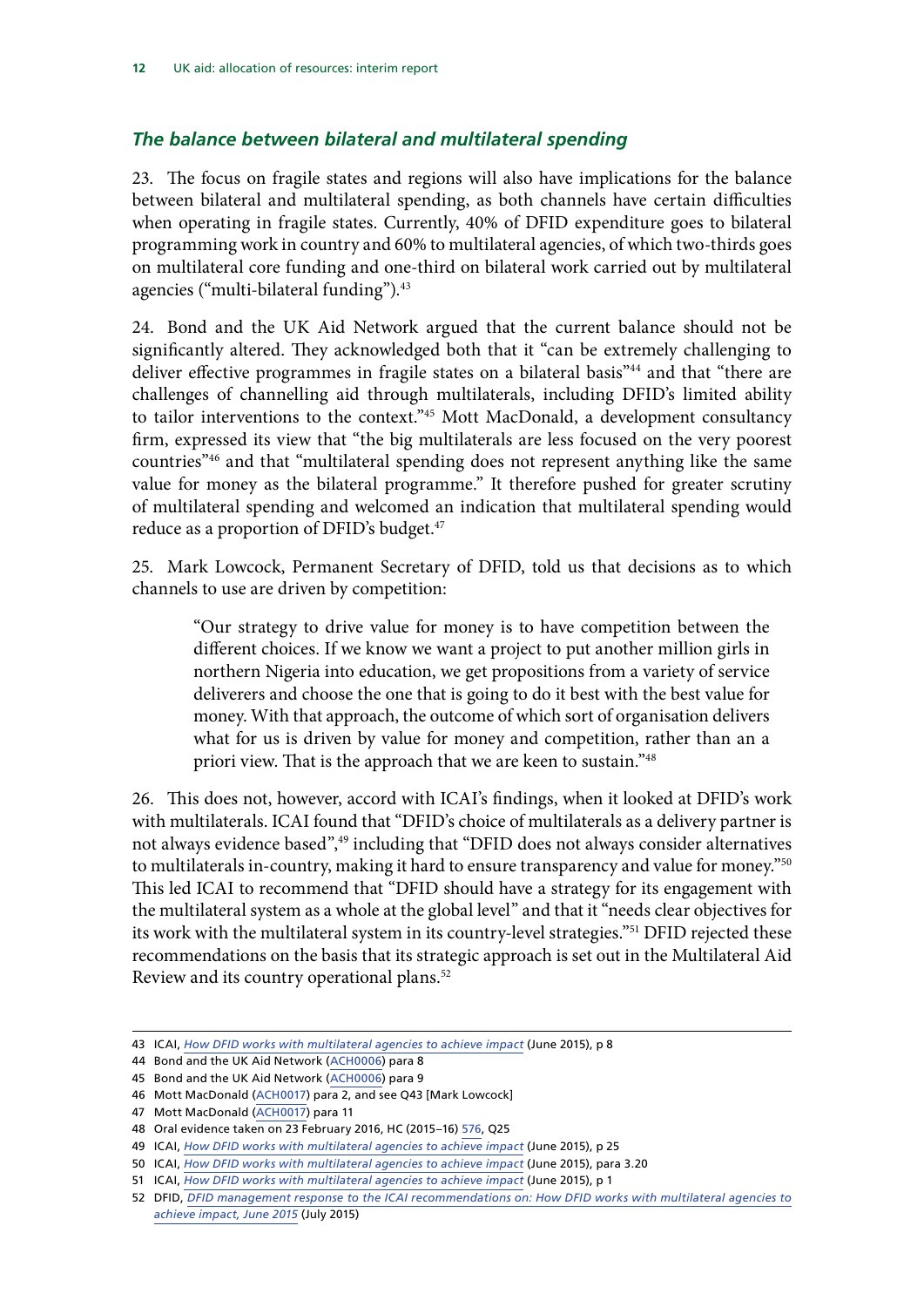### *The balance between bilateral and multilateral spending*

23. The focus on fragile states and regions will also have implications for the balance between bilateral and multilateral spending, as both channels have certain difficulties when operating in fragile states. Currently, 40% of DFID expenditure goes to bilateral programming work in country and 60% to multilateral agencies, of which two-thirds goes on multilateral core funding and one-third on bilateral work carried out by multilateral agencies ("multi-bilateral funding").[43]

24. Bond and the UK Aid Network argued that the current balance should not be significantly altered. They acknowledged both that it "can be extremely challenging to deliver effective programmes in fragile states on a bilateral basis"[44] and that "there are challenges of channelling aid through multilaterals, including DFID's limited ability to tailor interventions to the context."[45] Mott MacDonald, a development consultancy firm, expressed its view that "the big multilaterals are less focused on the very poorest countries"[46] and that "multilateral spending does not represent anything like the same value for money as the bilateral programme." It therefore pushed for greater scrutiny of multilateral spending and welcomed an indication that multilateral spending would reduce as a proportion of DFID's budget.[47]

25. Mark Lowcock, Permanent Secretary of DFID, told us that decisions as to which channels to use are driven by competition:

> "Our strategy to drive value for money is to have competition between the different choices. If we know we want a project to put another million girls in northern Nigeria into education, we get propositions from a variety of service deliverers and choose the one that is going to do it best with the best value for money. With that approach, the outcome of which sort of organisation delivers what for us is driven by value for money and competition, rather than an a priori view. That is the approach that we are keen to sustain."[48]

26. This does not, however, accord with ICAI's findings, when it looked at DFID's work with multilaterals. ICAI found that "DFID's choice of multilaterals as a delivery partner is not always evidence based",[49] including that "DFID does not always consider alternatives to multilaterals in-country, making it hard to ensure transparency and value for money."[50] This led ICAI to recommend that "DFID should have a strategy for its engagement with the multilateral system as a whole at the global level" and that it "needs clear objectives for its work with the multilateral system in its country-level strategies."[51] DFID rejected these recommendations on the basis that its strategic approach is set out in the Multilateral Aid Review and its country operational plans.[52]

---

43 ICAI, *How DFID works with multilateral agencies to achieve impact* (June 2015), p 8

44 Bond and the UK Aid Network (ACH0006) para 8

45 Bond and the UK Aid Network (ACH0006) para 9

46 Mott MacDonald (ACH0017) para 2, and see Q43 [Mark Lowcock]

47 Mott MacDonald (ACH0017) para 11

48 Oral evidence taken on 23 February 2016, HC (2015–16) 576, Q25

49 ICAI, *How DFID works with multilateral agencies to achieve impact* (June 2015), p 25

50 ICAI, *How DFID works with multilateral agencies to achieve impact* (June 2015), para 3.20

51 ICAI, *How DFID works with multilateral agencies to achieve impact* (June 2015), p 1

52 DFID, *DFID management response to the ICAI recommendations on: How DFID works with multilateral agencies to achieve impact, June 2015* (July 2015)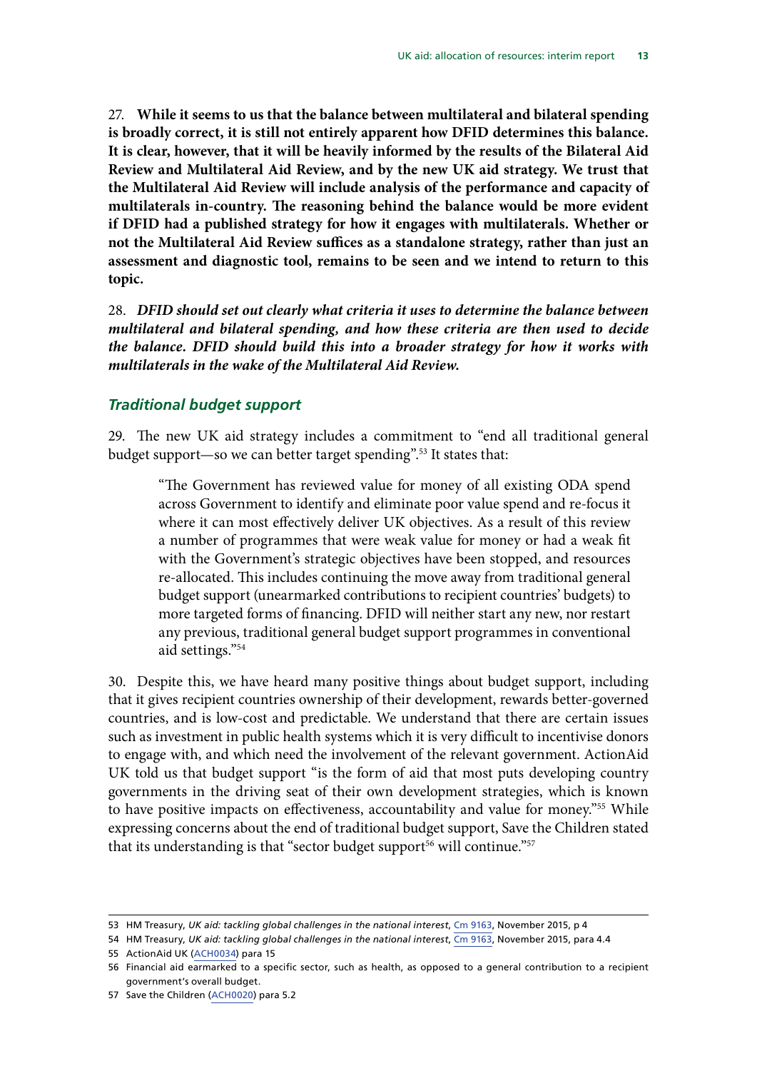27. **While it seems to us that the balance between multilateral and bilateral spending is broadly correct, it is still not entirely apparent how DFID determines this balance. It is clear, however, that it will be heavily informed by the results of the Bilateral Aid Review and Multilateral Aid Review, and by the new UK aid strategy. We trust that the Multilateral Aid Review will include analysis of the performance and capacity of multilaterals in-country. The reasoning behind the balance would be more evident if DFID had a published strategy for how it engages with multilaterals. Whether or not the Multilateral Aid Review suffices as a standalone strategy, rather than just an assessment and diagnostic tool, remains to be seen and we intend to return to this topic.**

28. ***DFID should set out clearly what criteria it uses to determine the balance between multilateral and bilateral spending, and how these criteria are then used to decide the balance. DFID should build this into a broader strategy for how it works with multilaterals in the wake of the Multilateral Aid Review.***

### *Traditional budget support*

29. The new UK aid strategy includes a commitment to "end all traditional general budget support—so we can better target spending".[53] It states that:

> "The Government has reviewed value for money of all existing ODA spend across Government to identify and eliminate poor value spend and re-focus it where it can most effectively deliver UK objectives. As a result of this review a number of programmes that were weak value for money or had a weak fit with the Government's strategic objectives have been stopped, and resources re-allocated. This includes continuing the move away from traditional general budget support (unearmarked contributions to recipient countries' budgets) to more targeted forms of financing. DFID will neither start any new, nor restart any previous, traditional general budget support programmes in conventional aid settings."[54]

30. Despite this, we have heard many positive things about budget support, including that it gives recipient countries ownership of their development, rewards better-governed countries, and is low-cost and predictable. We understand that there are certain issues such as investment in public health systems which it is very difficult to incentivise donors to engage with, and which need the involvement of the relevant government. ActionAid UK told us that budget support "is the form of aid that most puts developing country governments in the driving seat of their own development strategies, which is known to have positive impacts on effectiveness, accountability and value for money."[55] While expressing concerns about the end of traditional budget support, Save the Children stated that its understanding is that "sector budget support[56] will continue."[57]

---

53 HM Treasury, *UK aid: tackling global challenges in the national interest*, Cm 9163, November 2015, p 4

54 HM Treasury, *UK aid: tackling global challenges in the national interest*, Cm 9163, November 2015, para 4.4

55 ActionAid UK (ACH0034) para 15

56 Financial aid earmarked to a specific sector, such as health, as opposed to a general contribution to a recipient government's overall budget.

57 Save the Children (ACH0020) para 5.2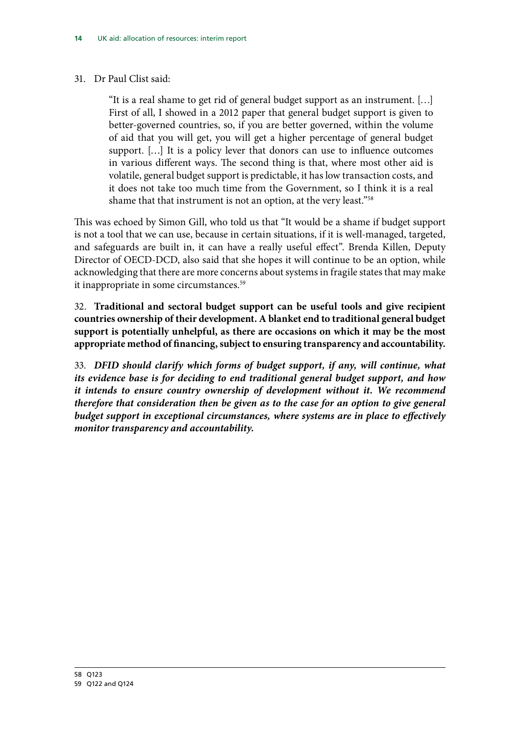31. Dr Paul Clist said:

> "It is a real shame to get rid of general budget support as an instrument. […] First of all, I showed in a 2012 paper that general budget support is given to better-governed countries, so, if you are better governed, within the volume of aid that you will get, you will get a higher percentage of general budget support. […] It is a policy lever that donors can use to influence outcomes in various different ways. The second thing is that, where most other aid is volatile, general budget support is predictable, it has low transaction costs, and it does not take too much time from the Government, so I think it is a real shame that that instrument is not an option, at the very least."[58]

This was echoed by Simon Gill, who told us that "It would be a shame if budget support is not a tool that we can use, because in certain situations, if it is well-managed, targeted, and safeguards are built in, it can have a really useful effect". Brenda Killen, Deputy Director of OECD-DCD, also said that she hopes it will continue to be an option, while acknowledging that there are more concerns about systems in fragile states that may make it inappropriate in some circumstances.[59]

32. **Traditional and sectoral budget support can be useful tools and give recipient countries ownership of their development. A blanket end to traditional general budget support is potentially unhelpful, as there are occasions on which it may be the most appropriate method of financing, subject to ensuring transparency and accountability.**

33. ***DFID should clarify which forms of budget support, if any, will continue, what its evidence base is for deciding to end traditional general budget support, and how it intends to ensure country ownership of development without it. We recommend therefore that consideration then be given as to the case for an option to give general budget support in exceptional circumstances, where systems are in place to effectively monitor transparency and accountability.***

---

58 Q123

59 Q122 and Q124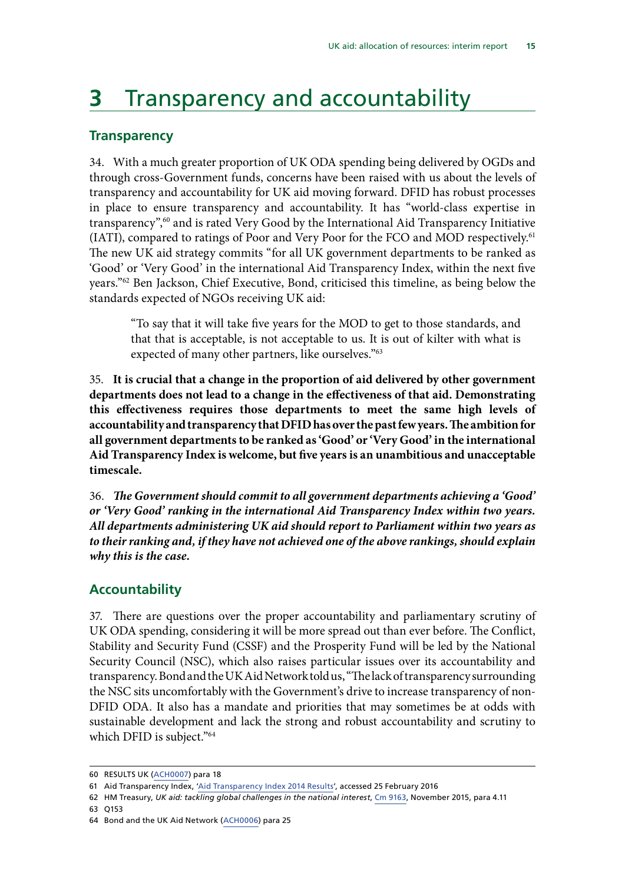# 3 Transparency and accountability

## Transparency

34. With a much greater proportion of UK ODA spending being delivered by OGDs and through cross-Government funds, concerns have been raised with us about the levels of transparency and accountability for UK aid moving forward. DFID has robust processes in place to ensure transparency and accountability. It has "world-class expertise in transparency",[60] and is rated Very Good by the International Aid Transparency Initiative (IATI), compared to ratings of Poor and Very Poor for the FCO and MOD respectively.[61] The new UK aid strategy commits "for all UK government departments to be ranked as 'Good' or 'Very Good' in the international Aid Transparency Index, within the next five years."[62] Ben Jackson, Chief Executive, Bond, criticised this timeline, as being below the standards expected of NGOs receiving UK aid:

> "To say that it will take five years for the MOD to get to those standards, and that that is acceptable, is not acceptable to us. It is out of kilter with what is expected of many other partners, like ourselves."[63]

35. **It is crucial that a change in the proportion of aid delivered by other government departments does not lead to a change in the effectiveness of that aid. Demonstrating this effectiveness requires those departments to meet the same high levels of accountability and transparency that DFID has over the past few years. The ambition for all government departments to be ranked as 'Good' or 'Very Good' in the international Aid Transparency Index is welcome, but five years is an unambitious and unacceptable timescale.**

36. ***The Government should commit to all government departments achieving a 'Good' or 'Very Good' ranking in the international Aid Transparency Index within two years. All departments administering UK aid should report to Parliament within two years as to their ranking and, if they have not achieved one of the above rankings, should explain why this is the case.***

## Accountability

37. There are questions over the proper accountability and parliamentary scrutiny of UK ODA spending, considering it will be more spread out than ever before. The Conflict, Stability and Security Fund (CSSF) and the Prosperity Fund will be led by the National Security Council (NSC), which also raises particular issues over its accountability and transparency. Bond and the UK Aid Network told us, "The lack of transparency surrounding the NSC sits uncomfortably with the Government's drive to increase transparency of non-DFID ODA. It also has a mandate and priorities that may sometimes be at odds with sustainable development and lack the strong and robust accountability and scrutiny to which DFID is subject."[64]

---

60 RESULTS UK (ACH0007) para 18

61 Aid Transparency Index, 'Aid Transparency Index 2014 Results', accessed 25 February 2016

62 HM Treasury, *UK aid: tackling global challenges in the national interest*, Cm 9163, November 2015, para 4.11

63 Q153

64 Bond and the UK Aid Network (ACH0006) para 25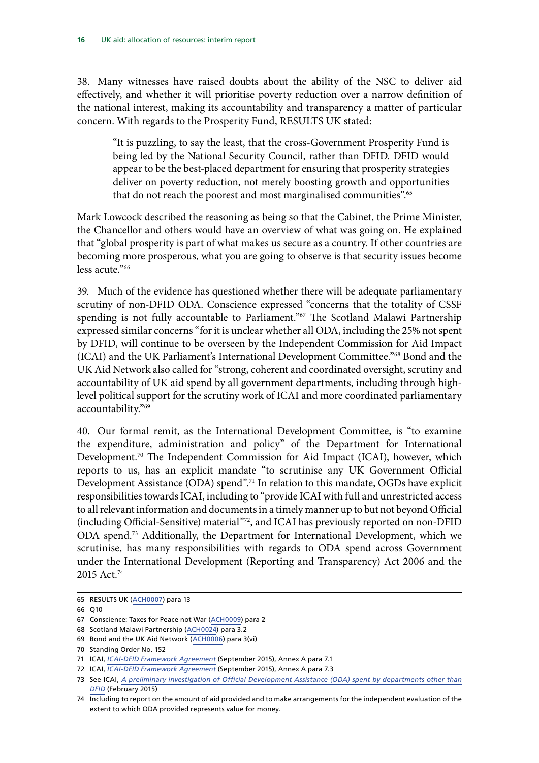38. Many witnesses have raised doubts about the ability of the NSC to deliver aid effectively, and whether it will prioritise poverty reduction over a narrow definition of the national interest, making its accountability and transparency a matter of particular concern. With regards to the Prosperity Fund, RESULTS UK stated:

> "It is puzzling, to say the least, that the cross-Government Prosperity Fund is being led by the National Security Council, rather than DFID. DFID would appear to be the best-placed department for ensuring that prosperity strategies deliver on poverty reduction, not merely boosting growth and opportunities that do not reach the poorest and most marginalised communities".[65]

Mark Lowcock described the reasoning as being so that the Cabinet, the Prime Minister, the Chancellor and others would have an overview of what was going on. He explained that "global prosperity is part of what makes us secure as a country. If other countries are becoming more prosperous, what you are going to observe is that security issues become less acute."[66]

39. Much of the evidence has questioned whether there will be adequate parliamentary scrutiny of non-DFID ODA. Conscience expressed "concerns that the totality of CSSF spending is not fully accountable to Parliament."[67] The Scotland Malawi Partnership expressed similar concerns "for it is unclear whether all ODA, including the 25% not spent by DFID, will continue to be overseen by the Independent Commission for Aid Impact (ICAI) and the UK Parliament's International Development Committee."[68] Bond and the UK Aid Network also called for "strong, coherent and coordinated oversight, scrutiny and accountability of UK aid spend by all government departments, including through high-level political support for the scrutiny work of ICAI and more coordinated parliamentary accountability."[69]

40. Our formal remit, as the International Development Committee, is "to examine the expenditure, administration and policy" of the Department for International Development.[70] The Independent Commission for Aid Impact (ICAI), however, which reports to us, has an explicit mandate "to scrutinise any UK Government Official Development Assistance (ODA) spend".[71] In relation to this mandate, OGDs have explicit responsibilities towards ICAI, including to "provide ICAI with full and unrestricted access to all relevant information and documents in a timely manner up to but not beyond Official (including Official-Sensitive) material"[72], and ICAI has previously reported on non-DFID ODA spend.[73] Additionally, the Department for International Development, which we scrutinise, has many responsibilities with regards to ODA spend across Government under the International Development (Reporting and Transparency) Act 2006 and the 2015 Act.[74]

---

65 RESULTS UK (ACH0007) para 13

66 Q10

67 Conscience: Taxes for Peace not War (ACH0009) para 2

68 Scotland Malawi Partnership (ACH0024) para 3.2

69 Bond and the UK Aid Network (ACH0006) para 3(vi)

70 Standing Order No. 152

71 ICAI, *ICAI-DFID Framework Agreement* (September 2015), Annex A para 7.1

72 ICAI, *ICAI-DFID Framework Agreement* (September 2015), Annex A para 7.3

73 See ICAI, *A preliminary investigation of Official Development Assistance (ODA) spent by departments other than DFID* (February 2015)

74 Including to report on the amount of aid provided and to make arrangements for the independent evaluation of the extent to which ODA provided represents value for money.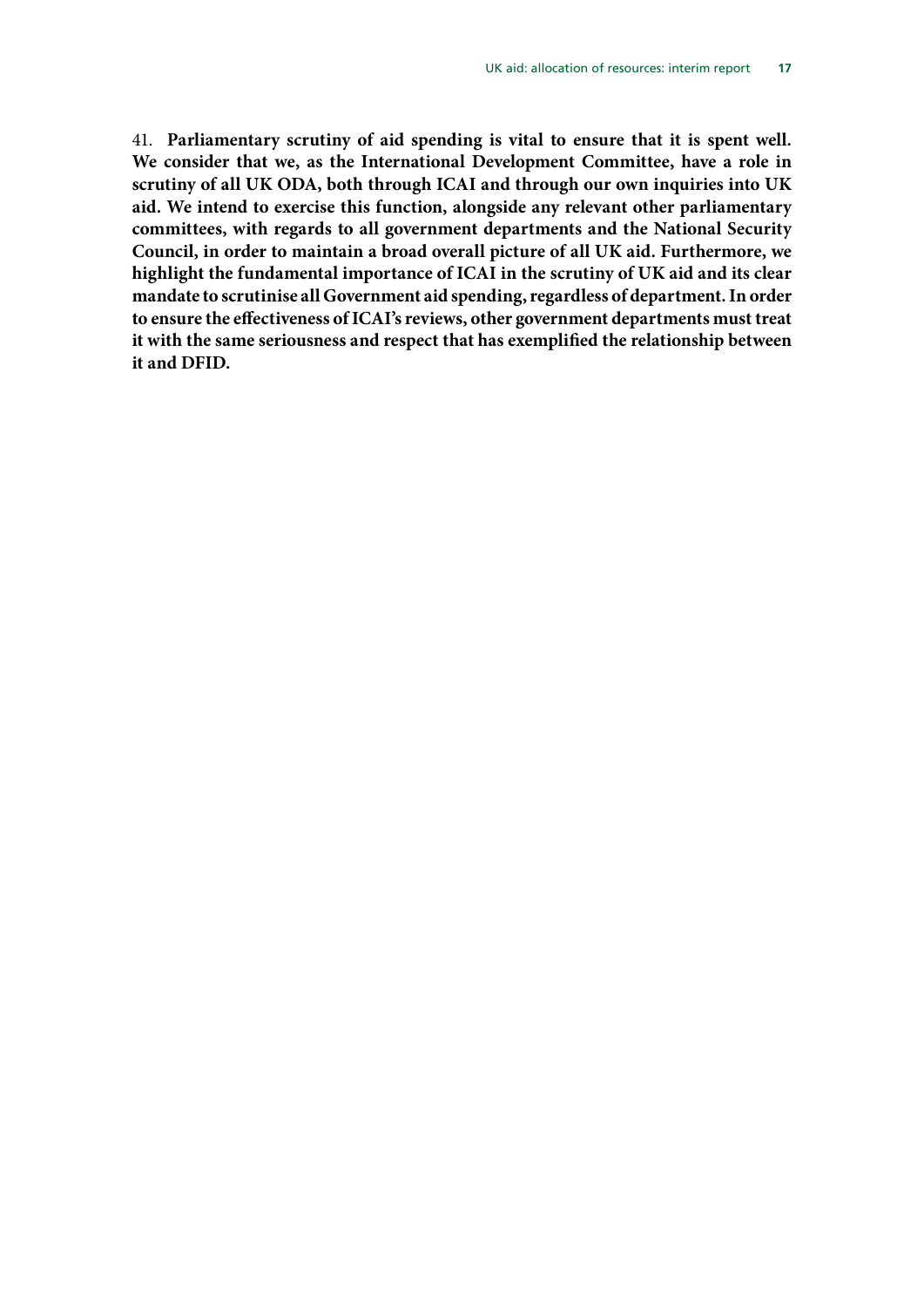41. **Parliamentary scrutiny of aid spending is vital to ensure that it is spent well. We consider that we, as the International Development Committee, have a role in scrutiny of all UK ODA, both through ICAI and through our own inquiries into UK aid. We intend to exercise this function, alongside any relevant other parliamentary committees, with regards to all government departments and the National Security Council, in order to maintain a broad overall picture of all UK aid. Furthermore, we highlight the fundamental importance of ICAI in the scrutiny of UK aid and its clear mandate to scrutinise all Government aid spending, regardless of department. In order to ensure the effectiveness of ICAI's reviews, other government departments must treat it with the same seriousness and respect that has exemplified the relationship between it and DFID.**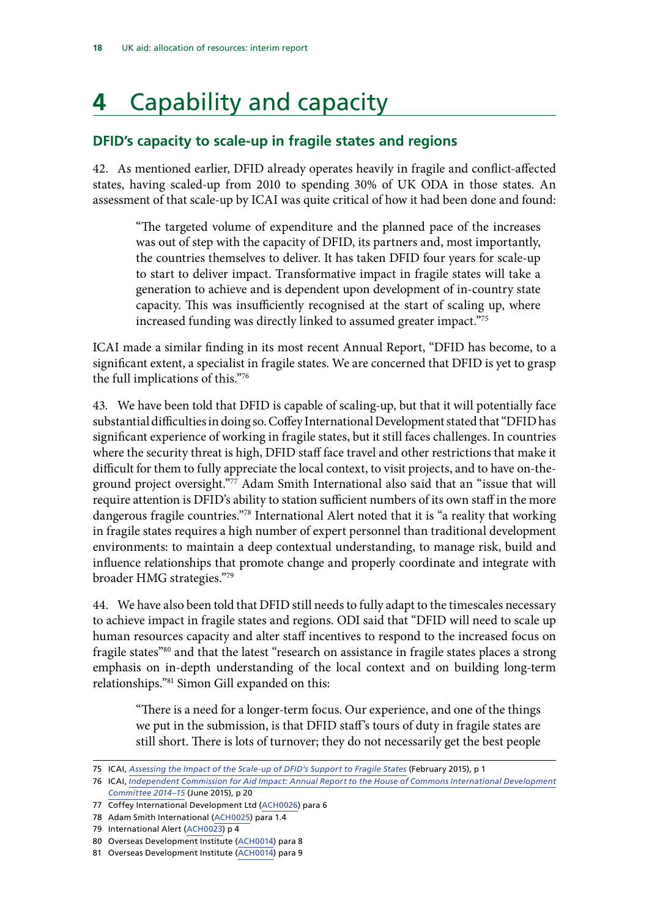# 4 Capability and capacity

## DFID's capacity to scale-up in fragile states and regions

42. As mentioned earlier, DFID already operates heavily in fragile and conflict-affected states, having scaled-up from 2010 to spending 30% of UK ODA in those states. An assessment of that scale-up by ICAI was quite critical of how it had been done and found:

> "The targeted volume of expenditure and the planned pace of the increases was out of step with the capacity of DFID, its partners and, most importantly, the countries themselves to deliver. It has taken DFID four years for scale-up to start to deliver impact. Transformative impact in fragile states will take a generation to achieve and is dependent upon development of in-country state capacity. This was insufficiently recognised at the start of scaling up, where increased funding was directly linked to assumed greater impact."[75]

ICAI made a similar finding in its most recent Annual Report, "DFID has become, to a significant extent, a specialist in fragile states. We are concerned that DFID is yet to grasp the full implications of this."[76]

43. We have been told that DFID is capable of scaling-up, but that it will potentially face substantial difficulties in doing so. Coffey International Development stated that "DFID has significant experience of working in fragile states, but it still faces challenges. In countries where the security threat is high, DFID staff face travel and other restrictions that make it difficult for them to fully appreciate the local context, to visit projects, and to have on-the-ground project oversight."[77] Adam Smith International also said that an "issue that will require attention is DFID's ability to station sufficient numbers of its own staff in the more dangerous fragile countries."[78] International Alert noted that it is "a reality that working in fragile states requires a high number of expert personnel than traditional development environments: to maintain a deep contextual understanding, to manage risk, build and influence relationships that promote change and properly coordinate and integrate with broader HMG strategies."[79]

44. We have also been told that DFID still needs to fully adapt to the timescales necessary to achieve impact in fragile states and regions. ODI said that "DFID will need to scale up human resources capacity and alter staff incentives to respond to the increased focus on fragile states"[80] and that the latest "research on assistance in fragile states places a strong emphasis on in-depth understanding of the local context and on building long-term relationships."[81] Simon Gill expanded on this:

> "There is a need for a longer-term focus. Our experience, and one of the things we put in the submission, is that DFID staff's tours of duty in fragile states are still short. There is lots of turnover; they do not necessarily get the best people

---

75 ICAI, *Assessing the Impact of the Scale-up of DFID's Support to Fragile States* (February 2015), p 1

76 ICAI, *Independent Commission for Aid Impact: Annual Report to the House of Commons International Development Committee 2014–15* (June 2015), p 20

77 Coffey International Development Ltd (ACH0026) para 6

78 Adam Smith International (ACH0025) para 1.4

79 International Alert (ACH0023) p 4

80 Overseas Development Institute (ACH0014) para 8

81 Overseas Development Institute (ACH0014) para 9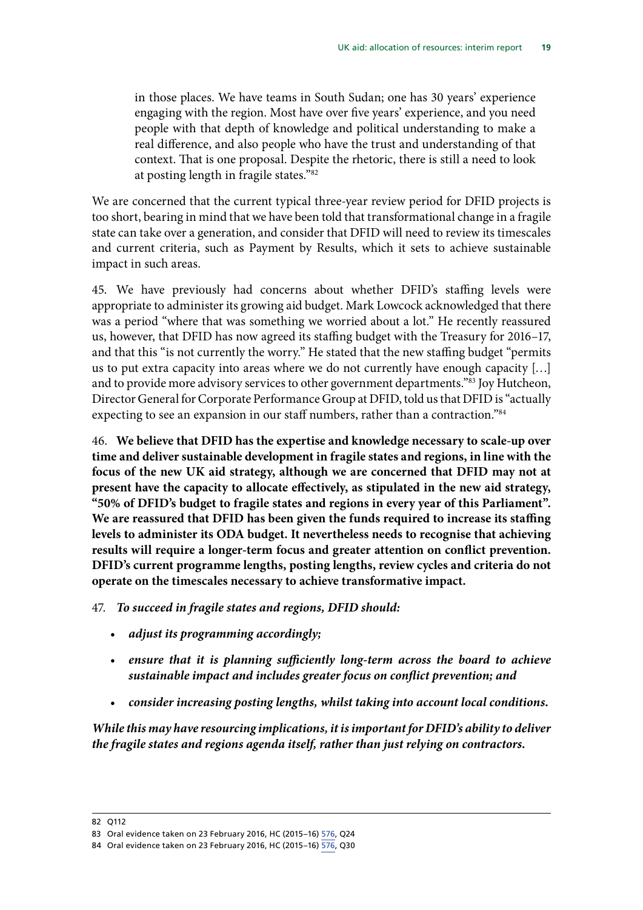in those places. We have teams in South Sudan; one has 30 years' experience engaging with the region. Most have over five years' experience, and you need people with that depth of knowledge and political understanding to make a real difference, and also people who have the trust and understanding of that context. That is one proposal. Despite the rhetoric, there is still a need to look at posting length in fragile states."[82]

We are concerned that the current typical three-year review period for DFID projects is too short, bearing in mind that we have been told that transformational change in a fragile state can take over a generation, and consider that DFID will need to review its timescales and current criteria, such as Payment by Results, which it sets to achieve sustainable impact in such areas.

45. We have previously had concerns about whether DFID's staffing levels were appropriate to administer its growing aid budget. Mark Lowcock acknowledged that there was a period "where that was something we worried about a lot." He recently reassured us, however, that DFID has now agreed its staffing budget with the Treasury for 2016–17, and that this "is not currently the worry." He stated that the new staffing budget "permits us to put extra capacity into areas where we do not currently have enough capacity […] and to provide more advisory services to other government departments."[83] Joy Hutcheon, Director General for Corporate Performance Group at DFID, told us that DFID is "actually expecting to see an expansion in our staff numbers, rather than a contraction."[84]

46. **We believe that DFID has the expertise and knowledge necessary to scale-up over time and deliver sustainable development in fragile states and regions, in line with the focus of the new UK aid strategy, although we are concerned that DFID may not at present have the capacity to allocate effectively, as stipulated in the new aid strategy, "50% of DFID's budget to fragile states and regions in every year of this Parliament". We are reassured that DFID has been given the funds required to increase its staffing levels to administer its ODA budget. It nevertheless needs to recognise that achieving results will require a longer-term focus and greater attention on conflict prevention. DFID's current programme lengths, posting lengths, review cycles and criteria do not operate on the timescales necessary to achieve transformative impact.**

47. ***To succeed in fragile states and regions, DFID should:***

- ***adjust its programming accordingly;***
- ***ensure that it is planning sufficiently long-term across the board to achieve sustainable impact and includes greater focus on conflict prevention; and***
- ***consider increasing posting lengths, whilst taking into account local conditions.***

***While this may have resourcing implications, it is important for DFID's ability to deliver the fragile states and regions agenda itself, rather than just relying on contractors.***

82 Q112

83 Oral evidence taken on 23 February 2016, HC (2015–16) 576, Q24

84 Oral evidence taken on 23 February 2016, HC (2015–16) 576, Q30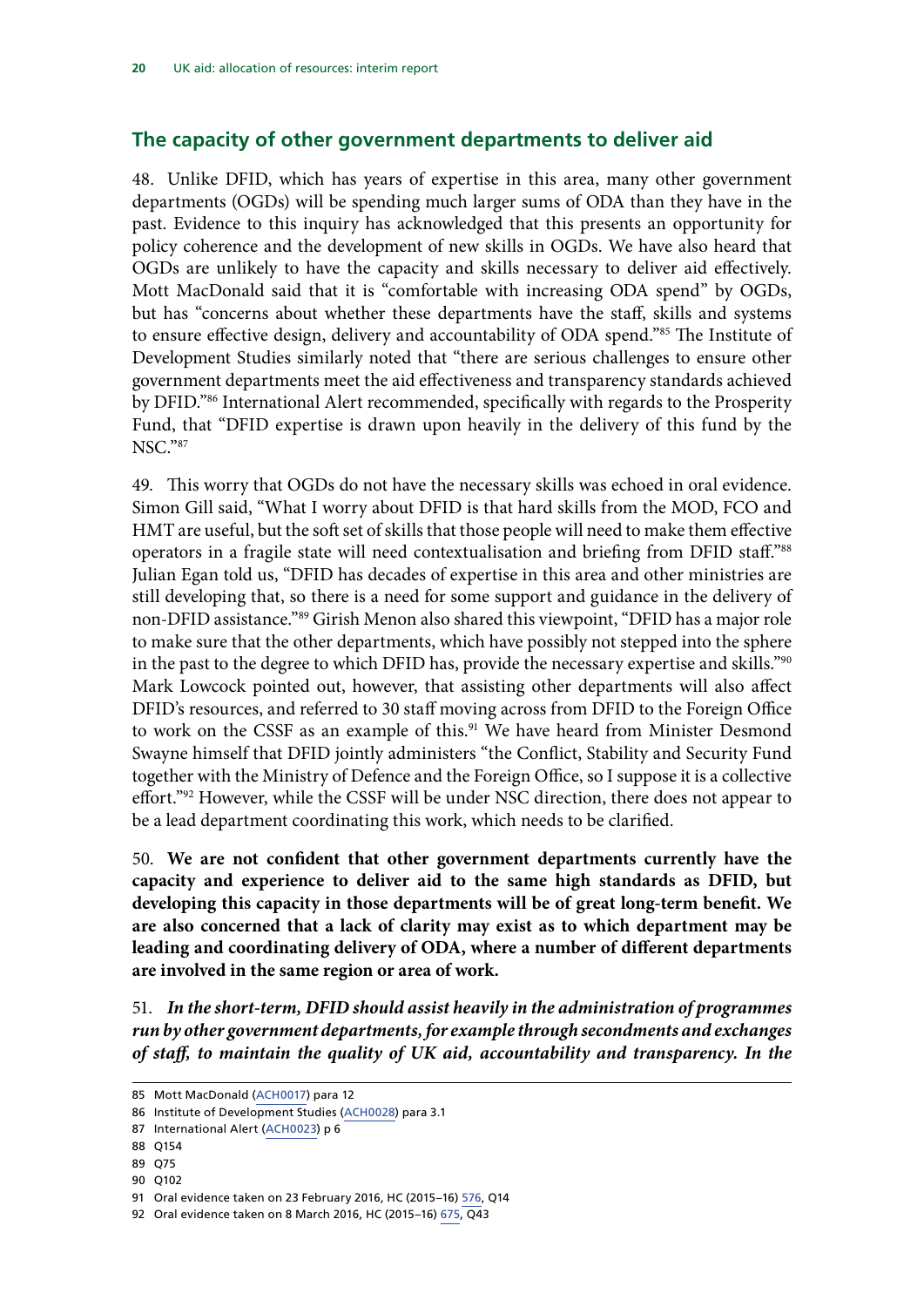## The capacity of other government departments to deliver aid

48. Unlike DFID, which has years of expertise in this area, many other government departments (OGDs) will be spending much larger sums of ODA than they have in the past. Evidence to this inquiry has acknowledged that this presents an opportunity for policy coherence and the development of new skills in OGDs. We have also heard that OGDs are unlikely to have the capacity and skills necessary to deliver aid effectively. Mott MacDonald said that it is "comfortable with increasing ODA spend" by OGDs, but has "concerns about whether these departments have the staff, skills and systems to ensure effective design, delivery and accountability of ODA spend."[85] The Institute of Development Studies similarly noted that "there are serious challenges to ensure other government departments meet the aid effectiveness and transparency standards achieved by DFID."[86] International Alert recommended, specifically with regards to the Prosperity Fund, that "DFID expertise is drawn upon heavily in the delivery of this fund by the NSC."[87]

49. This worry that OGDs do not have the necessary skills was echoed in oral evidence. Simon Gill said, "What I worry about DFID is that hard skills from the MOD, FCO and HMT are useful, but the soft set of skills that those people will need to make them effective operators in a fragile state will need contextualisation and briefing from DFID staff."[88] Julian Egan told us, "DFID has decades of expertise in this area and other ministries are still developing that, so there is a need for some support and guidance in the delivery of non-DFID assistance."[89] Girish Menon also shared this viewpoint, "DFID has a major role to make sure that the other departments, which have possibly not stepped into the sphere in the past to the degree to which DFID has, provide the necessary expertise and skills."[90] Mark Lowcock pointed out, however, that assisting other departments will also affect DFID's resources, and referred to 30 staff moving across from DFID to the Foreign Office to work on the CSSF as an example of this.[91] We have heard from Minister Desmond Swayne himself that DFID jointly administers "the Conflict, Stability and Security Fund together with the Ministry of Defence and the Foreign Office, so I suppose it is a collective effort."[92] However, while the CSSF will be under NSC direction, there does not appear to be a lead department coordinating this work, which needs to be clarified.

50. **We are not confident that other government departments currently have the capacity and experience to deliver aid to the same high standards as DFID, but developing this capacity in those departments will be of great long-term benefit. We are also concerned that a lack of clarity may exist as to which department may be leading and coordinating delivery of ODA, where a number of different departments are involved in the same region or area of work.**

51. ***In the short-term, DFID should assist heavily in the administration of programmes run by other government departments, for example through secondments and exchanges of staff, to maintain the quality of UK aid, accountability and transparency. In the***

---

85 Mott MacDonald (ACH0017) para 12

86 Institute of Development Studies (ACH0028) para 3.1

87 International Alert (ACH0023) p 6

88 Q154

89 Q75

90 Q102

91 Oral evidence taken on 23 February 2016, HC (2015–16) 576, Q14

92 Oral evidence taken on 8 March 2016, HC (2015–16) 675, Q43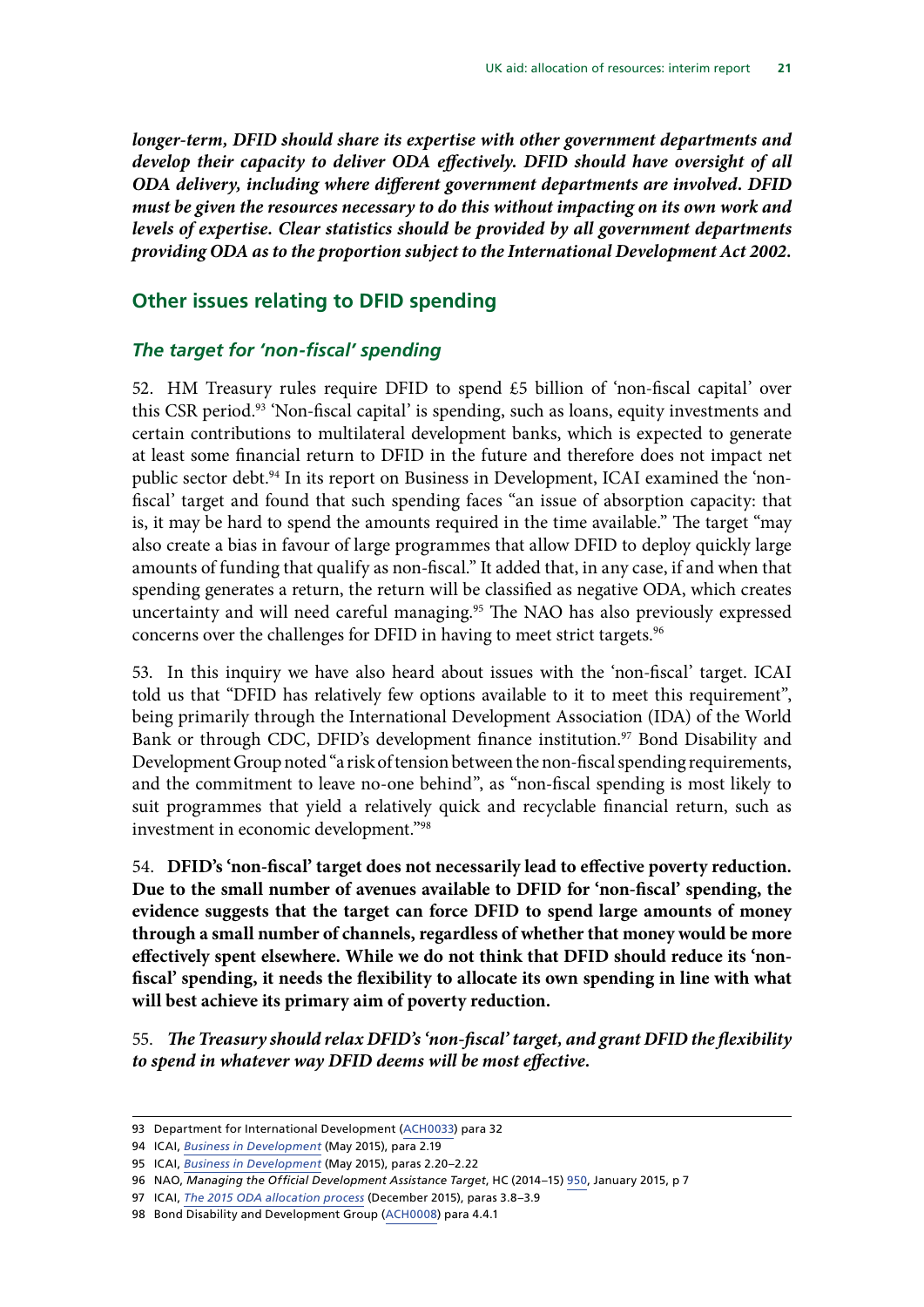*longer-term, DFID should share its expertise with other government departments and develop their capacity to deliver ODA effectively. DFID should have oversight of all ODA delivery, including where different government departments are involved. DFID must be given the resources necessary to do this without impacting on its own work and levels of expertise. Clear statistics should be provided by all government departments providing ODA as to the proportion subject to the International Development Act 2002.*

## Other issues relating to DFID spending

### *The target for 'non-fiscal' spending*

52. HM Treasury rules require DFID to spend £5 billion of 'non-fiscal capital' over this CSR period.[93] 'Non-fiscal capital' is spending, such as loans, equity investments and certain contributions to multilateral development banks, which is expected to generate at least some financial return to DFID in the future and therefore does not impact net public sector debt.[94] In its report on Business in Development, ICAI examined the 'non-fiscal' target and found that such spending faces "an issue of absorption capacity: that is, it may be hard to spend the amounts required in the time available." The target "may also create a bias in favour of large programmes that allow DFID to deploy quickly large amounts of funding that qualify as non-fiscal." It added that, in any case, if and when that spending generates a return, the return will be classified as negative ODA, which creates uncertainty and will need careful managing.[95] The NAO has also previously expressed concerns over the challenges for DFID in having to meet strict targets.[96]

53. In this inquiry we have also heard about issues with the 'non-fiscal' target. ICAI told us that "DFID has relatively few options available to it to meet this requirement", being primarily through the International Development Association (IDA) of the World Bank or through CDC, DFID's development finance institution.[97] Bond Disability and Development Group noted "a risk of tension between the non-fiscal spending requirements, and the commitment to leave no-one behind", as "non-fiscal spending is most likely to suit programmes that yield a relatively quick and recyclable financial return, such as investment in economic development."[98]

54. **DFID's 'non-fiscal' target does not necessarily lead to effective poverty reduction. Due to the small number of avenues available to DFID for 'non-fiscal' spending, the evidence suggests that the target can force DFID to spend large amounts of money through a small number of channels, regardless of whether that money would be more effectively spent elsewhere. While we do not think that DFID should reduce its 'non-fiscal' spending, it needs the flexibility to allocate its own spending in line with what will best achieve its primary aim of poverty reduction.**

55. ***The Treasury should relax DFID's 'non-fiscal' target, and grant DFID the flexibility to spend in whatever way DFID deems will be most effective.***

---

93 Department for International Development (ACH0033) para 32

94 ICAI, *Business in Development* (May 2015), para 2.19

95 ICAI, *Business in Development* (May 2015), paras 2.20–2.22

96 NAO, *Managing the Official Development Assistance Target*, HC (2014–15) 950, January 2015, p 7

97 ICAI, *The 2015 ODA allocation process* (December 2015), paras 3.8–3.9

98 Bond Disability and Development Group (ACH0008) para 4.4.1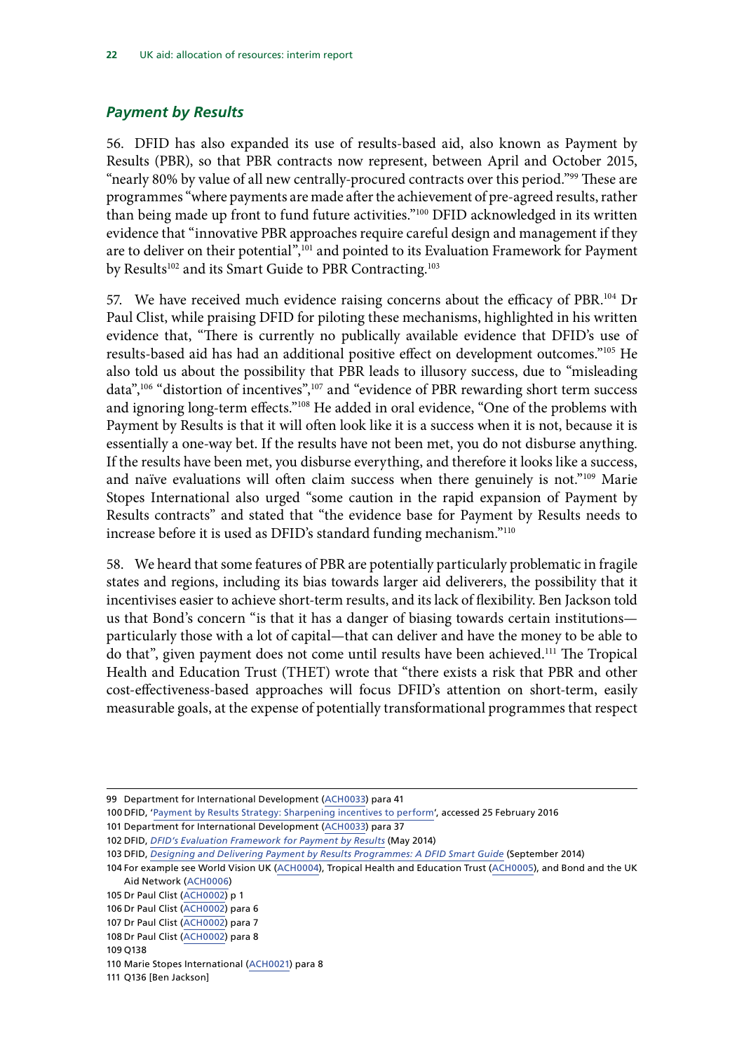### *Payment by Results*

56. DFID has also expanded its use of results-based aid, also known as Payment by Results (PBR), so that PBR contracts now represent, between April and October 2015, "nearly 80% by value of all new centrally-procured contracts over this period."[99] These are programmes "where payments are made after the achievement of pre-agreed results, rather than being made up front to fund future activities."[100] DFID acknowledged in its written evidence that "innovative PBR approaches require careful design and management if they are to deliver on their potential",[101] and pointed to its Evaluation Framework for Payment by Results[102] and its Smart Guide to PBR Contracting.[103]

57. We have received much evidence raising concerns about the efficacy of PBR.[104] Dr Paul Clist, while praising DFID for piloting these mechanisms, highlighted in his written evidence that, "There is currently no publically available evidence that DFID's use of results-based aid has had an additional positive effect on development outcomes."[105] He also told us about the possibility that PBR leads to illusory success, due to "misleading data",[106] "distortion of incentives",[107] and "evidence of PBR rewarding short term success and ignoring long-term effects."[108] He added in oral evidence, "One of the problems with Payment by Results is that it will often look like it is a success when it is not, because it is essentially a one-way bet. If the results have not been met, you do not disburse anything. If the results have been met, you disburse everything, and therefore it looks like a success, and naïve evaluations will often claim success when there genuinely is not."[109] Marie Stopes International also urged "some caution in the rapid expansion of Payment by Results contracts" and stated that "the evidence base for Payment by Results needs to increase before it is used as DFID's standard funding mechanism."[110]

58. We heard that some features of PBR are potentially particularly problematic in fragile states and regions, including its bias towards larger aid deliverers, the possibility that it incentivises easier to achieve short-term results, and its lack of flexibility. Ben Jackson told us that Bond's concern "is that it has a danger of biasing towards certain institutions—particularly those with a lot of capital—that can deliver and have the money to be able to do that", given payment does not come until results have been achieved.[111] The Tropical Health and Education Trust (THET) wrote that "there exists a risk that PBR and other cost-effectiveness-based approaches will focus DFID's attention on short-term, easily measurable goals, at the expense of potentially transformational programmes that respect

---

99 Department for International Development (ACH0033) para 41

100 DFID, '[Payment by Results Strategy: Sharpening incentives to perform](#)', accessed 25 February 2016

101 Department for International Development (ACH0033) para 37

102 DFID, *DFID's Evaluation Framework for Payment by Results* (May 2014)

103 DFID, *Designing and Delivering Payment by Results Programmes: A DFID Smart Guide* (September 2014)

104 For example see World Vision UK (ACH0004), Tropical Health and Education Trust (ACH0005), and Bond and the UK Aid Network (ACH0006)

105 Dr Paul Clist (ACH0002) p 1

106 Dr Paul Clist (ACH0002) para 6

107 Dr Paul Clist (ACH0002) para 7

108 Dr Paul Clist (ACH0002) para 8

109 Q138

110 Marie Stopes International (ACH0021) para 8

111 Q136 [Ben Jackson]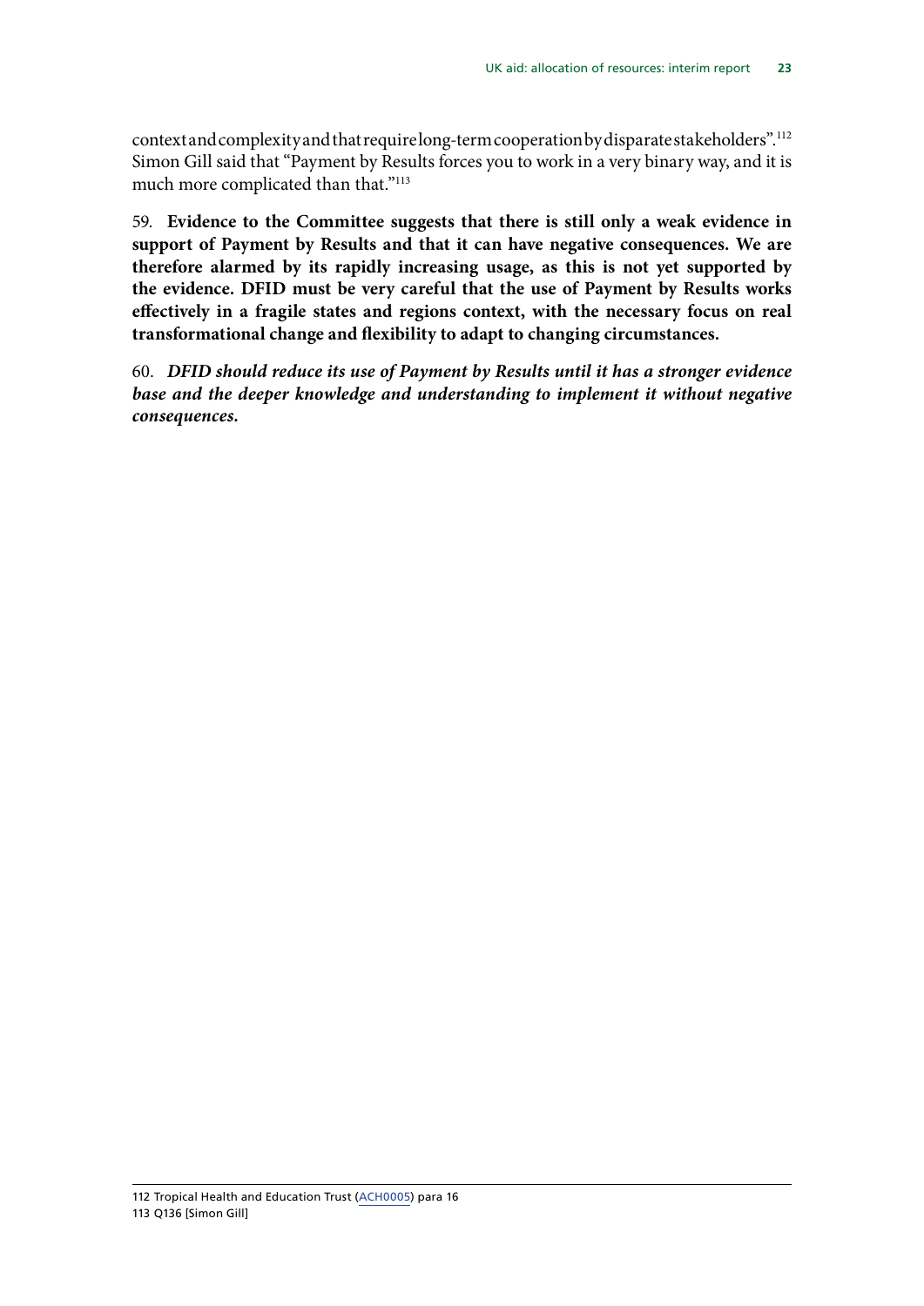context and complexity and that require long-term cooperation by disparate stakeholders".[112] Simon Gill said that "Payment by Results forces you to work in a very binary way, and it is much more complicated than that."[113]

59. **Evidence to the Committee suggests that there is still only a weak evidence in support of Payment by Results and that it can have negative consequences. We are therefore alarmed by its rapidly increasing usage, as this is not yet supported by the evidence. DFID must be very careful that the use of Payment by Results works effectively in a fragile states and regions context, with the necessary focus on real transformational change and flexibility to adapt to changing circumstances.**

60. ***DFID should reduce its use of Payment by Results until it has a stronger evidence base and the deeper knowledge and understanding to implement it without negative consequences.***

112 Tropical Health and Education Trust (ACH0005) para 16
113 Q136 [Simon Gill]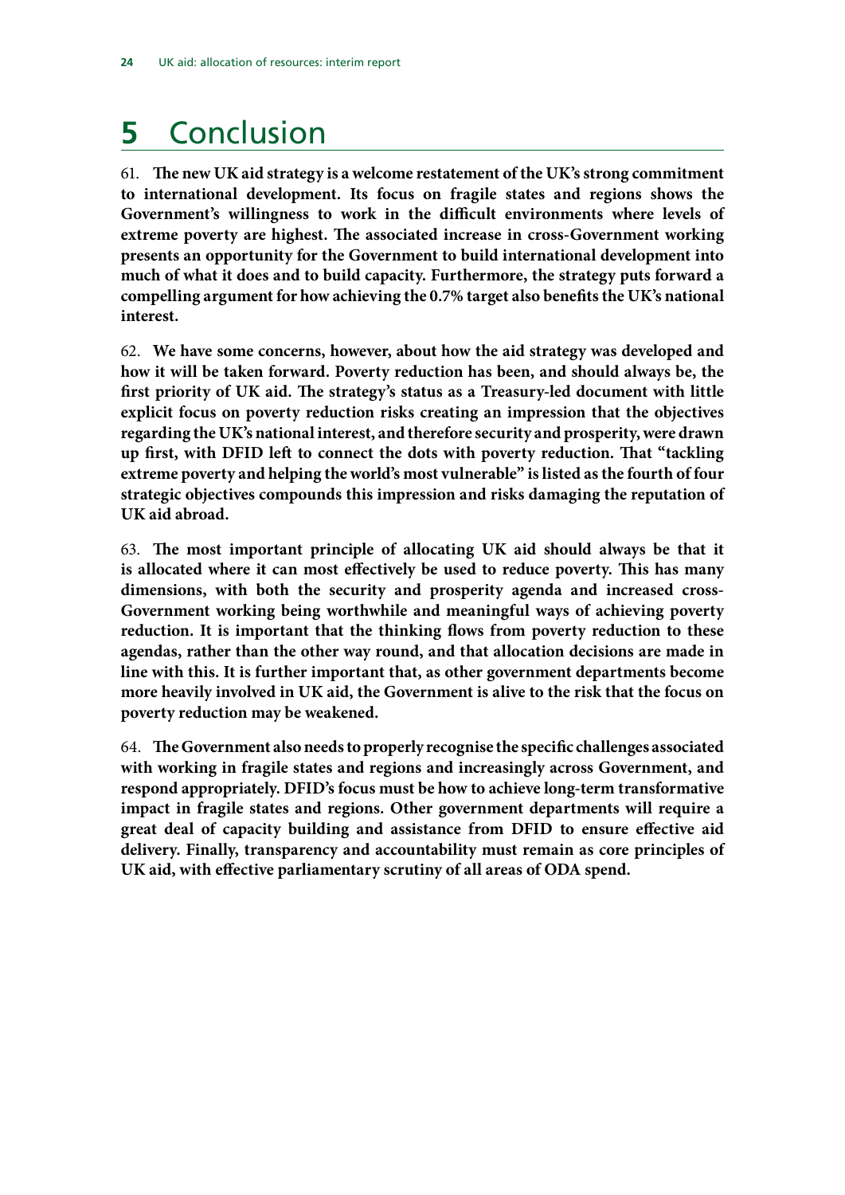# 5 Conclusion

61. **The new UK aid strategy is a welcome restatement of the UK's strong commitment to international development. Its focus on fragile states and regions shows the Government's willingness to work in the difficult environments where levels of extreme poverty are highest. The associated increase in cross-Government working presents an opportunity for the Government to build international development into much of what it does and to build capacity. Furthermore, the strategy puts forward a compelling argument for how achieving the 0.7% target also benefits the UK's national interest.**

62. **We have some concerns, however, about how the aid strategy was developed and how it will be taken forward. Poverty reduction has been, and should always be, the first priority of UK aid. The strategy's status as a Treasury-led document with little explicit focus on poverty reduction risks creating an impression that the objectives regarding the UK's national interest, and therefore security and prosperity, were drawn up first, with DFID left to connect the dots with poverty reduction. That "tackling extreme poverty and helping the world's most vulnerable" is listed as the fourth of four strategic objectives compounds this impression and risks damaging the reputation of UK aid abroad.**

63. **The most important principle of allocating UK aid should always be that it is allocated where it can most effectively be used to reduce poverty. This has many dimensions, with both the security and prosperity agenda and increased cross-Government working being worthwhile and meaningful ways of achieving poverty reduction. It is important that the thinking flows from poverty reduction to these agendas, rather than the other way round, and that allocation decisions are made in line with this. It is further important that, as other government departments become more heavily involved in UK aid, the Government is alive to the risk that the focus on poverty reduction may be weakened.**

64. **The Government also needs to properly recognise the specific challenges associated with working in fragile states and regions and increasingly across Government, and respond appropriately. DFID's focus must be how to achieve long-term transformative impact in fragile states and regions. Other government departments will require a great deal of capacity building and assistance from DFID to ensure effective aid delivery. Finally, transparency and accountability must remain as core principles of UK aid, with effective parliamentary scrutiny of all areas of ODA spend.**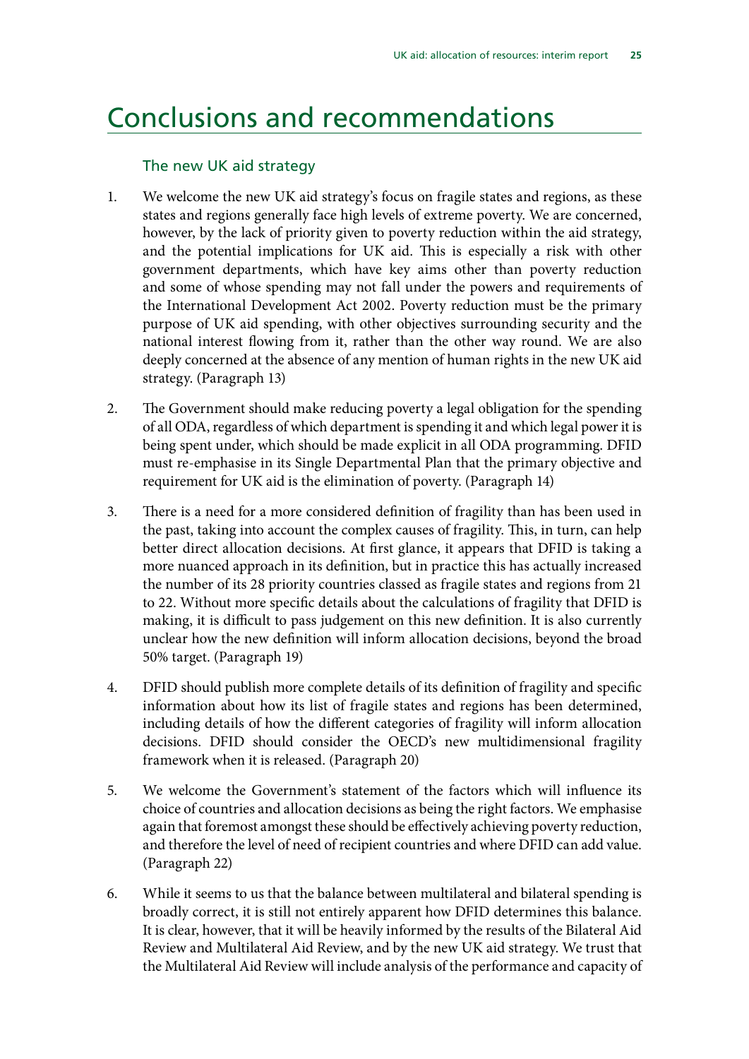# Conclusions and recommendations

## The new UK aid strategy

1. We welcome the new UK aid strategy's focus on fragile states and regions, as these states and regions generally face high levels of extreme poverty. We are concerned, however, by the lack of priority given to poverty reduction within the aid strategy, and the potential implications for UK aid. This is especially a risk with other government departments, which have key aims other than poverty reduction and some of whose spending may not fall under the powers and requirements of the International Development Act 2002. Poverty reduction must be the primary purpose of UK aid spending, with other objectives surrounding security and the national interest flowing from it, rather than the other way round. We are also deeply concerned at the absence of any mention of human rights in the new UK aid strategy. (Paragraph 13)

2. The Government should make reducing poverty a legal obligation for the spending of all ODA, regardless of which department is spending it and which legal power it is being spent under, which should be made explicit in all ODA programming. DFID must re-emphasise in its Single Departmental Plan that the primary objective and requirement for UK aid is the elimination of poverty. (Paragraph 14)

3. There is a need for a more considered definition of fragility than has been used in the past, taking into account the complex causes of fragility. This, in turn, can help better direct allocation decisions. At first glance, it appears that DFID is taking a more nuanced approach in its definition, but in practice this has actually increased the number of its 28 priority countries classed as fragile states and regions from 21 to 22. Without more specific details about the calculations of fragility that DFID is making, it is difficult to pass judgement on this new definition. It is also currently unclear how the new definition will inform allocation decisions, beyond the broad 50% target. (Paragraph 19)

4. DFID should publish more complete details of its definition of fragility and specific information about how its list of fragile states and regions has been determined, including details of how the different categories of fragility will inform allocation decisions. DFID should consider the OECD's new multidimensional fragility framework when it is released. (Paragraph 20)

5. We welcome the Government's statement of the factors which will influence its choice of countries and allocation decisions as being the right factors. We emphasise again that foremost amongst these should be effectively achieving poverty reduction, and therefore the level of need of recipient countries and where DFID can add value. (Paragraph 22)

6. While it seems to us that the balance between multilateral and bilateral spending is broadly correct, it is still not entirely apparent how DFID determines this balance. It is clear, however, that it will be heavily informed by the results of the Bilateral Aid Review and Multilateral Aid Review, and by the new UK aid strategy. We trust that the Multilateral Aid Review will include analysis of the performance and capacity of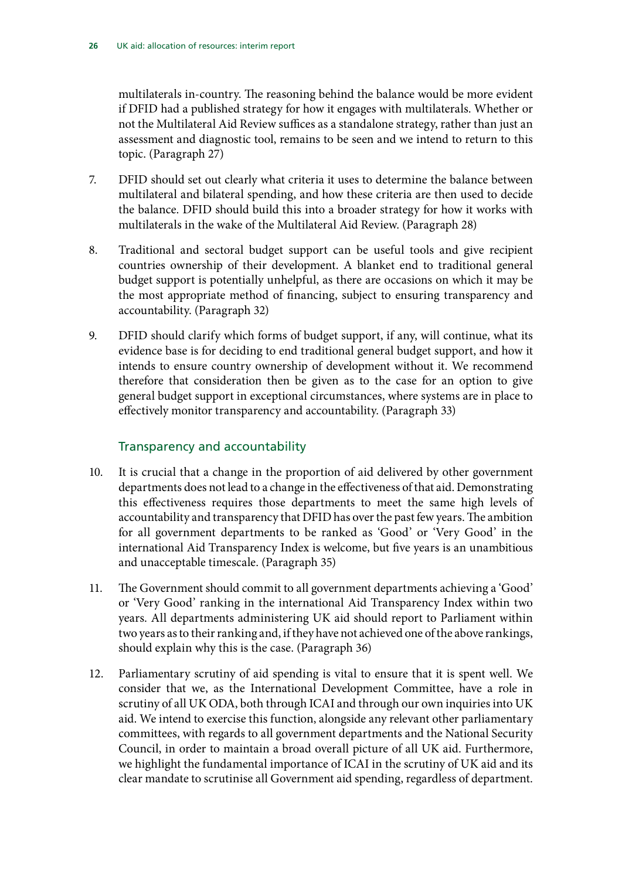multilaterals in-country. The reasoning behind the balance would be more evident if DFID had a published strategy for how it engages with multilaterals. Whether or not the Multilateral Aid Review suffices as a standalone strategy, rather than just an assessment and diagnostic tool, remains to be seen and we intend to return to this topic. (Paragraph 27)

7. DFID should set out clearly what criteria it uses to determine the balance between multilateral and bilateral spending, and how these criteria are then used to decide the balance. DFID should build this into a broader strategy for how it works with multilaterals in the wake of the Multilateral Aid Review. (Paragraph 28)

8. Traditional and sectoral budget support can be useful tools and give recipient countries ownership of their development. A blanket end to traditional general budget support is potentially unhelpful, as there are occasions on which it may be the most appropriate method of financing, subject to ensuring transparency and accountability. (Paragraph 32)

9. DFID should clarify which forms of budget support, if any, will continue, what its evidence base is for deciding to end traditional general budget support, and how it intends to ensure country ownership of development without it. We recommend therefore that consideration then be given as to the case for an option to give general budget support in exceptional circumstances, where systems are in place to effectively monitor transparency and accountability. (Paragraph 33)

### Transparency and accountability

10. It is crucial that a change in the proportion of aid delivered by other government departments does not lead to a change in the effectiveness of that aid. Demonstrating this effectiveness requires those departments to meet the same high levels of accountability and transparency that DFID has over the past few years. The ambition for all government departments to be ranked as 'Good' or 'Very Good' in the international Aid Transparency Index is welcome, but five years is an unambitious and unacceptable timescale. (Paragraph 35)

11. The Government should commit to all government departments achieving a 'Good' or 'Very Good' ranking in the international Aid Transparency Index within two years. All departments administering UK aid should report to Parliament within two years as to their ranking and, if they have not achieved one of the above rankings, should explain why this is the case. (Paragraph 36)

12. Parliamentary scrutiny of aid spending is vital to ensure that it is spent well. We consider that we, as the International Development Committee, have a role in scrutiny of all UK ODA, both through ICAI and through our own inquiries into UK aid. We intend to exercise this function, alongside any relevant other parliamentary committees, with regards to all government departments and the National Security Council, in order to maintain a broad overall picture of all UK aid. Furthermore, we highlight the fundamental importance of ICAI in the scrutiny of UK aid and its clear mandate to scrutinise all Government aid spending, regardless of department.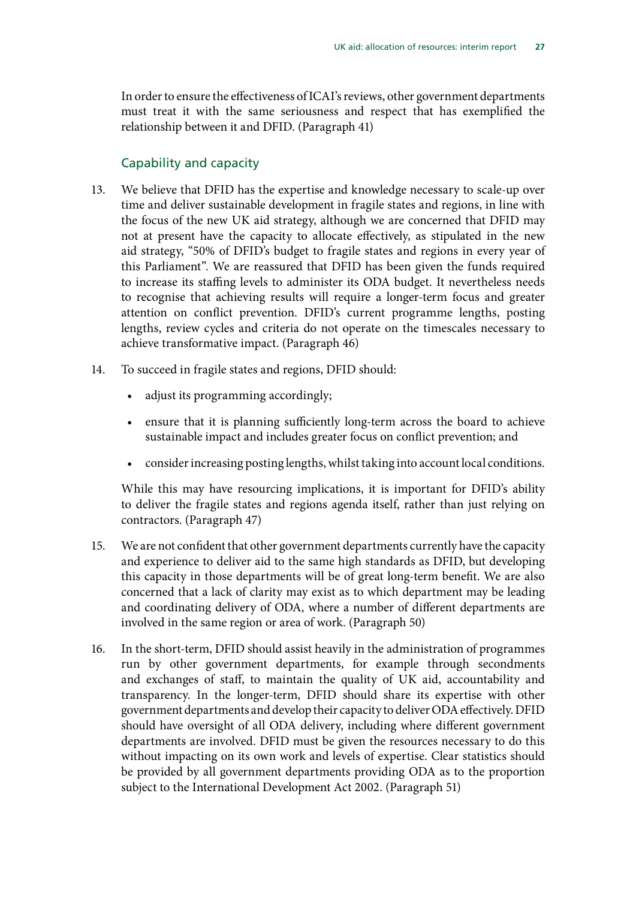In order to ensure the effectiveness of ICAI's reviews, other government departments must treat it with the same seriousness and respect that has exemplified the relationship between it and DFID. (Paragraph 41)

## Capability and capacity

13. We believe that DFID has the expertise and knowledge necessary to scale-up over time and deliver sustainable development in fragile states and regions, in line with the focus of the new UK aid strategy, although we are concerned that DFID may not at present have the capacity to allocate effectively, as stipulated in the new aid strategy, "50% of DFID's budget to fragile states and regions in every year of this Parliament". We are reassured that DFID has been given the funds required to increase its staffing levels to administer its ODA budget. It nevertheless needs to recognise that achieving results will require a longer-term focus and greater attention on conflict prevention. DFID's current programme lengths, posting lengths, review cycles and criteria do not operate on the timescales necessary to achieve transformative impact. (Paragraph 46)

14. To succeed in fragile states and regions, DFID should:

    - adjust its programming accordingly;
    - ensure that it is planning sufficiently long-term across the board to achieve sustainable impact and includes greater focus on conflict prevention; and
    - consider increasing posting lengths, whilst taking into account local conditions.

    While this may have resourcing implications, it is important for DFID's ability to deliver the fragile states and regions agenda itself, rather than just relying on contractors. (Paragraph 47)

15. We are not confident that other government departments currently have the capacity and experience to deliver aid to the same high standards as DFID, but developing this capacity in those departments will be of great long-term benefit. We are also concerned that a lack of clarity may exist as to which department may be leading and coordinating delivery of ODA, where a number of different departments are involved in the same region or area of work. (Paragraph 50)

16. In the short-term, DFID should assist heavily in the administration of programmes run by other government departments, for example through secondments and exchanges of staff, to maintain the quality of UK aid, accountability and transparency. In the longer-term, DFID should share its expertise with other government departments and develop their capacity to deliver ODA effectively. DFID should have oversight of all ODA delivery, including where different government departments are involved. DFID must be given the resources necessary to do this without impacting on its own work and levels of expertise. Clear statistics should be provided by all government departments providing ODA as to the proportion subject to the International Development Act 2002. (Paragraph 51)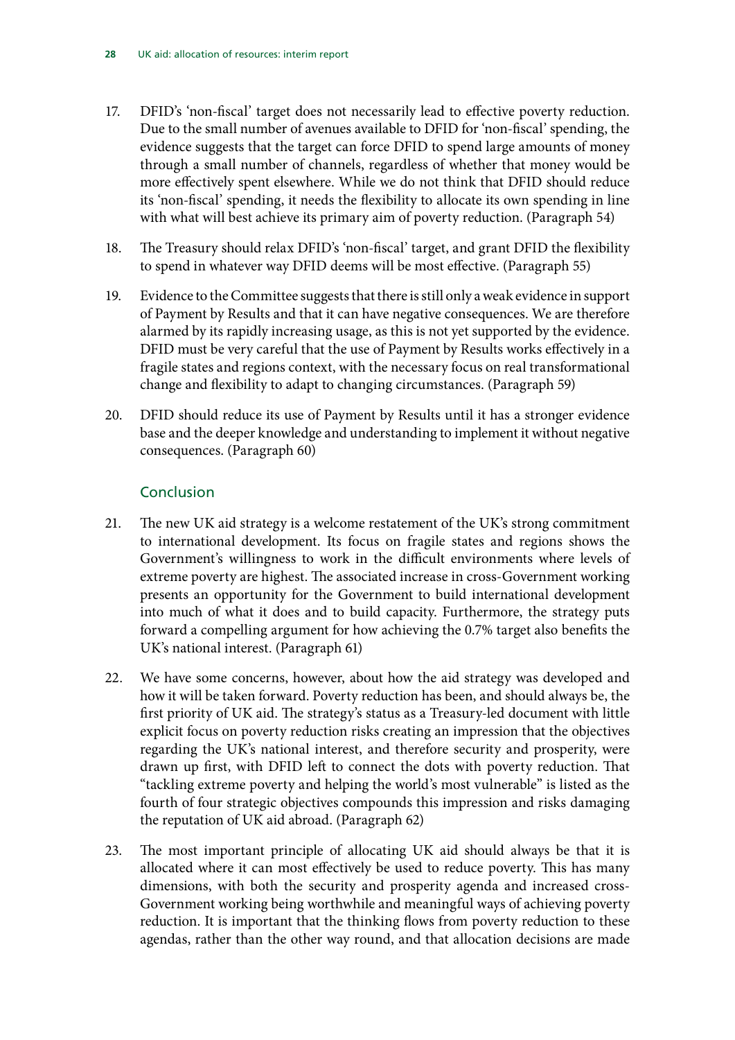17. DFID's 'non-fiscal' target does not necessarily lead to effective poverty reduction. Due to the small number of avenues available to DFID for 'non-fiscal' spending, the evidence suggests that the target can force DFID to spend large amounts of money through a small number of channels, regardless of whether that money would be more effectively spent elsewhere. While we do not think that DFID should reduce its 'non-fiscal' spending, it needs the flexibility to allocate its own spending in line with what will best achieve its primary aim of poverty reduction. (Paragraph 54)

18. The Treasury should relax DFID's 'non-fiscal' target, and grant DFID the flexibility to spend in whatever way DFID deems will be most effective. (Paragraph 55)

19. Evidence to the Committee suggests that there is still only a weak evidence in support of Payment by Results and that it can have negative consequences. We are therefore alarmed by its rapidly increasing usage, as this is not yet supported by the evidence. DFID must be very careful that the use of Payment by Results works effectively in a fragile states and regions context, with the necessary focus on real transformational change and flexibility to adapt to changing circumstances. (Paragraph 59)

20. DFID should reduce its use of Payment by Results until it has a stronger evidence base and the deeper knowledge and understanding to implement it without negative consequences. (Paragraph 60)

## Conclusion

21. The new UK aid strategy is a welcome restatement of the UK's strong commitment to international development. Its focus on fragile states and regions shows the Government's willingness to work in the difficult environments where levels of extreme poverty are highest. The associated increase in cross-Government working presents an opportunity for the Government to build international development into much of what it does and to build capacity. Furthermore, the strategy puts forward a compelling argument for how achieving the 0.7% target also benefits the UK's national interest. (Paragraph 61)

22. We have some concerns, however, about how the aid strategy was developed and how it will be taken forward. Poverty reduction has been, and should always be, the first priority of UK aid. The strategy's status as a Treasury-led document with little explicit focus on poverty reduction risks creating an impression that the objectives regarding the UK's national interest, and therefore security and prosperity, were drawn up first, with DFID left to connect the dots with poverty reduction. That "tackling extreme poverty and helping the world's most vulnerable" is listed as the fourth of four strategic objectives compounds this impression and risks damaging the reputation of UK aid abroad. (Paragraph 62)

23. The most important principle of allocating UK aid should always be that it is allocated where it can most effectively be used to reduce poverty. This has many dimensions, with both the security and prosperity agenda and increased cross-Government working being worthwhile and meaningful ways of achieving poverty reduction. It is important that the thinking flows from poverty reduction to these agendas, rather than the other way round, and that allocation decisions are made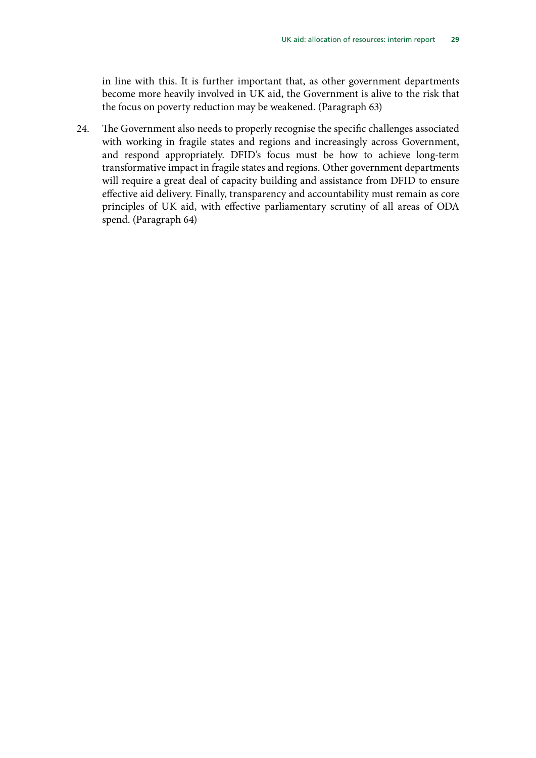in line with this. It is further important that, as other government departments become more heavily involved in UK aid, the Government is alive to the risk that the focus on poverty reduction may be weakened. (Paragraph 63)

24. The Government also needs to properly recognise the specific challenges associated with working in fragile states and regions and increasingly across Government, and respond appropriately. DFID's focus must be how to achieve long-term transformative impact in fragile states and regions. Other government departments will require a great deal of capacity building and assistance from DFID to ensure effective aid delivery. Finally, transparency and accountability must remain as core principles of UK aid, with effective parliamentary scrutiny of all areas of ODA spend. (Paragraph 64)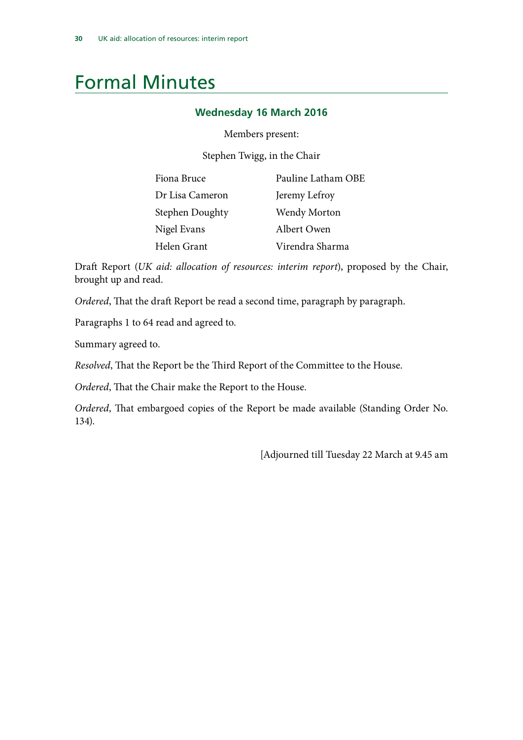# Formal Minutes

### Wednesday 16 March 2016

Members present:

Stephen Twigg, in the Chair

| | |
|---|---|
| Fiona Bruce | Pauline Latham OBE |
| Dr Lisa Cameron | Jeremy Lefroy |
| Stephen Doughty | Wendy Morton |
| Nigel Evans | Albert Owen |
| Helen Grant | Virendra Sharma |

Draft Report (*UK aid: allocation of resources: interim report*), proposed by the Chair, brought up and read.

*Ordered*, That the draft Report be read a second time, paragraph by paragraph.

Paragraphs 1 to 64 read and agreed to.

Summary agreed to.

*Resolved*, That the Report be the Third Report of the Committee to the House.

*Ordered*, That the Chair make the Report to the House.

*Ordered*, That embargoed copies of the Report be made available (Standing Order No. 134).

[Adjourned till Tuesday 22 March at 9.45 am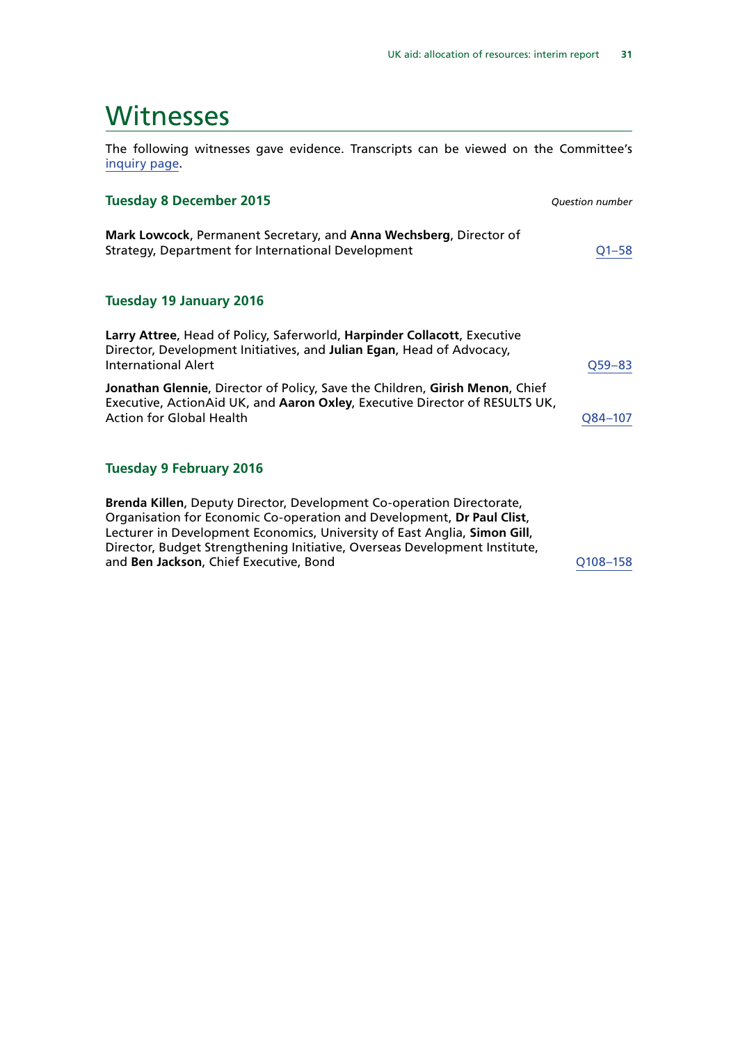# Witnesses

The following witnesses gave evidence. Transcripts can be viewed on the Committee's inquiry page.

### Tuesday 8 December 2015

*Question number*

**Mark Lowcock**, Permanent Secretary, and **Anna Wechsberg**, Director of Strategy, Department for International Development — Q1–58

### Tuesday 19 January 2016

**Larry Attree**, Head of Policy, Saferworld, **Harpinder Collacott**, Executive Director, Development Initiatives, and **Julian Egan**, Head of Advocacy, International Alert — Q59–83

**Jonathan Glennie**, Director of Policy, Save the Children, **Girish Menon**, Chief Executive, ActionAid UK, and **Aaron Oxley**, Executive Director of RESULTS UK, Action for Global Health — Q84–107

### Tuesday 9 February 2016

**Brenda Killen**, Deputy Director, Development Co-operation Directorate, Organisation for Economic Co-operation and Development, **Dr Paul Clist**, Lecturer in Development Economics, University of East Anglia, **Simon Gill**, Director, Budget Strengthening Initiative, Overseas Development Institute, and **Ben Jackson**, Chief Executive, Bond — Q108–158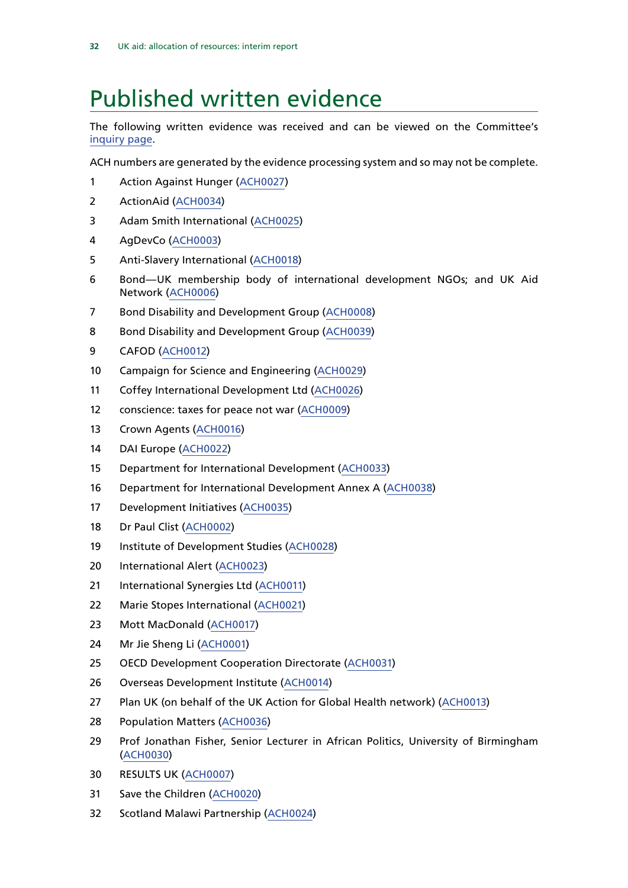# Published written evidence

The following written evidence was received and can be viewed on the Committee's inquiry page.

ACH numbers are generated by the evidence processing system and so may not be complete.

1. Action Against Hunger (ACH0027)
2. ActionAid (ACH0034)
3. Adam Smith International (ACH0025)
4. AgDevCo (ACH0003)
5. Anti-Slavery International (ACH0018)
6. Bond—UK membership body of international development NGOs; and UK Aid Network (ACH0006)
7. Bond Disability and Development Group (ACH0008)
8. Bond Disability and Development Group (ACH0039)
9. CAFOD (ACH0012)
10. Campaign for Science and Engineering (ACH0029)
11. Coffey International Development Ltd (ACH0026)
12. conscience: taxes for peace not war (ACH0009)
13. Crown Agents (ACH0016)
14. DAI Europe (ACH0022)
15. Department for International Development (ACH0033)
16. Department for International Development Annex A (ACH0038)
17. Development Initiatives (ACH0035)
18. Dr Paul Clist (ACH0002)
19. Institute of Development Studies (ACH0028)
20. International Alert (ACH0023)
21. International Synergies Ltd (ACH0011)
22. Marie Stopes International (ACH0021)
23. Mott MacDonald (ACH0017)
24. Mr Jie Sheng Li (ACH0001)
25. OECD Development Cooperation Directorate (ACH0031)
26. Overseas Development Institute (ACH0014)
27. Plan UK (on behalf of the UK Action for Global Health network) (ACH0013)
28. Population Matters (ACH0036)
29. Prof Jonathan Fisher, Senior Lecturer in African Politics, University of Birmingham (ACH0030)
30. RESULTS UK (ACH0007)
31. Save the Children (ACH0020)
32. Scotland Malawi Partnership (ACH0024)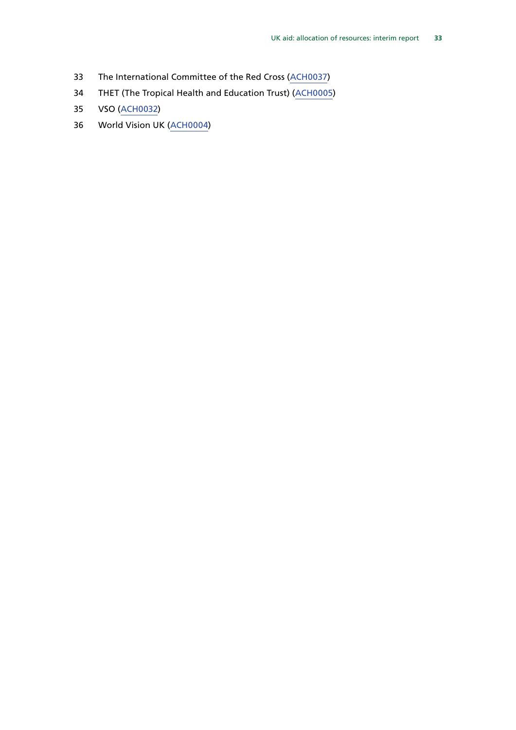33 The International Committee of the Red Cross (ACH0037)

34 THET (The Tropical Health and Education Trust) (ACH0005)

35 VSO (ACH0032)

36 World Vision UK (ACH0004)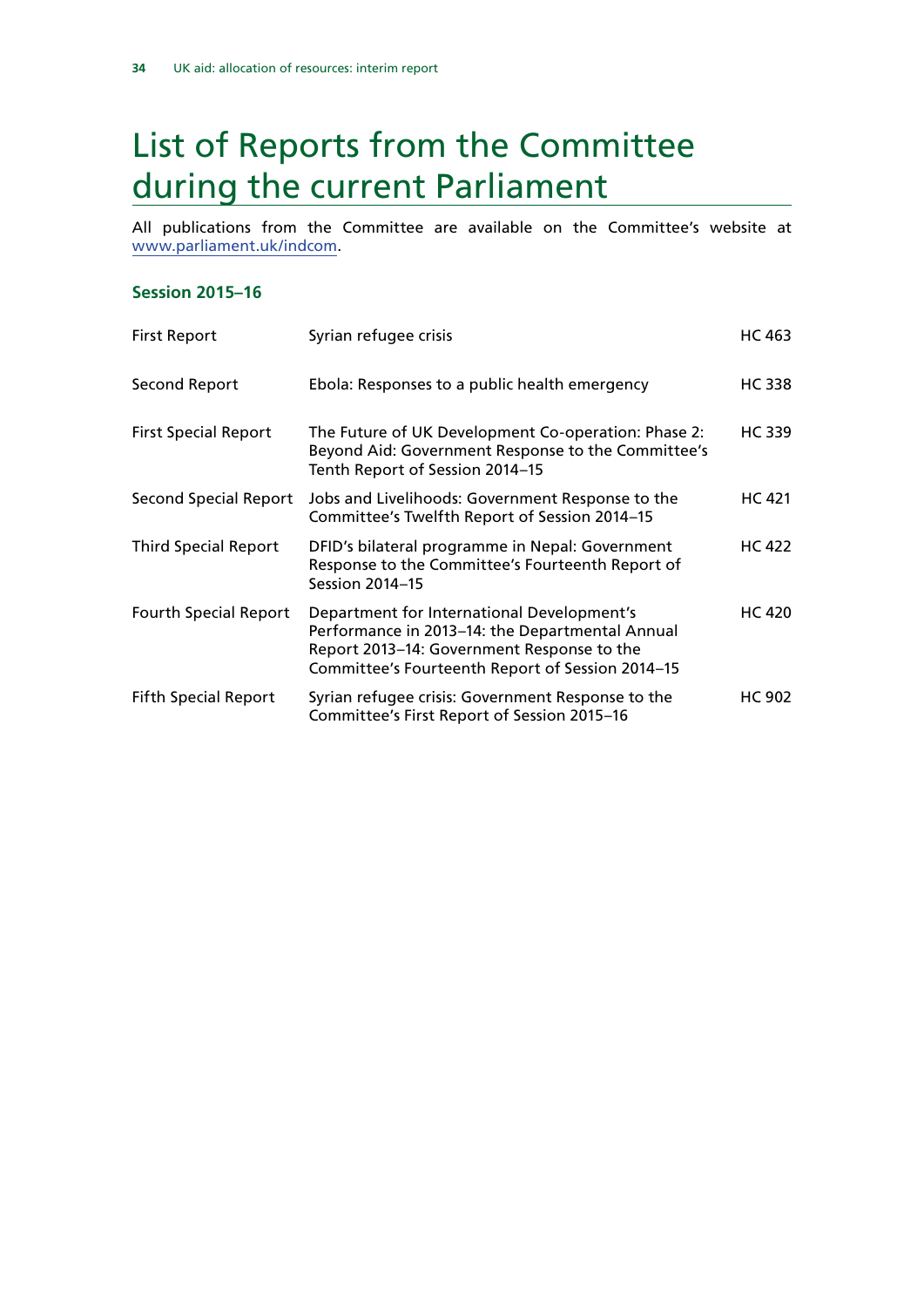# List of Reports from the Committee during the current Parliament

All publications from the Committee are available on the Committee's website at www.parliament.uk/indcom.

### Session 2015–16

| | | |
|---|---|---|
| First Report | Syrian refugee crisis | HC 463 |
| Second Report | Ebola: Responses to a public health emergency | HC 338 |
| First Special Report | The Future of UK Development Co-operation: Phase 2: Beyond Aid: Government Response to the Committee's Tenth Report of Session 2014–15 | HC 339 |
| Second Special Report | Jobs and Livelihoods: Government Response to the Committee's Twelfth Report of Session 2014–15 | HC 421 |
| Third Special Report | DFID's bilateral programme in Nepal: Government Response to the Committee's Fourteenth Report of Session 2014–15 | HC 422 |
| Fourth Special Report | Department for International Development's Performance in 2013–14: the Departmental Annual Report 2013–14: Government Response to the Committee's Fourteenth Report of Session 2014–15 | HC 420 |
| Fifth Special Report | Syrian refugee crisis: Government Response to the Committee's First Report of Session 2015–16 | HC 902 |